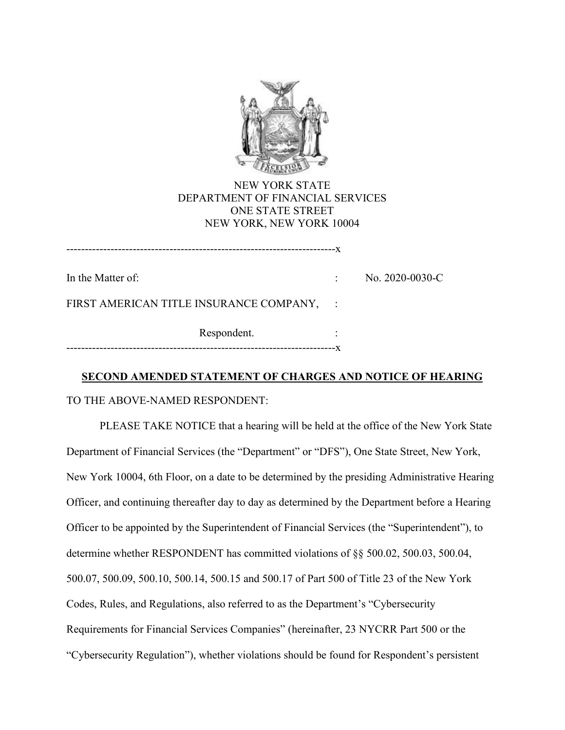NEW YORK STATE
DEPARTMENT OF FINANCIAL SERVICES
ONE STATE STREET
NEW YORK, NEW YORK 10004

-------------------------------------------------------------------------x

In the Matter of: : No. 2020-0030-C

FIRST AMERICAN TITLE INSURANCE COMPANY, :

Respondent. :

-------------------------------------------------------------------------x

**SECOND AMENDED STATEMENT OF CHARGES AND NOTICE OF HEARING**

TO THE ABOVE-NAMED RESPONDENT:

PLEASE TAKE NOTICE that a hearing will be held at the office of the New York State Department of Financial Services (the "Department" or "DFS"), One State Street, New York, New York 10004, 6th Floor, on a date to be determined by the presiding Administrative Hearing Officer, and continuing thereafter day to day as determined by the Department before a Hearing Officer to be appointed by the Superintendent of Financial Services (the "Superintendent"), to determine whether RESPONDENT has committed violations of §§ 500.02, 500.03, 500.04, 500.07, 500.09, 500.10, 500.14, 500.15 and 500.17 of Part 500 of Title 23 of the New York Codes, Rules, and Regulations, also referred to as the Department's "Cybersecurity Requirements for Financial Services Companies" (hereinafter, 23 NYCRR Part 500 or the "Cybersecurity Regulation"), whether violations should be found for Respondent's persistent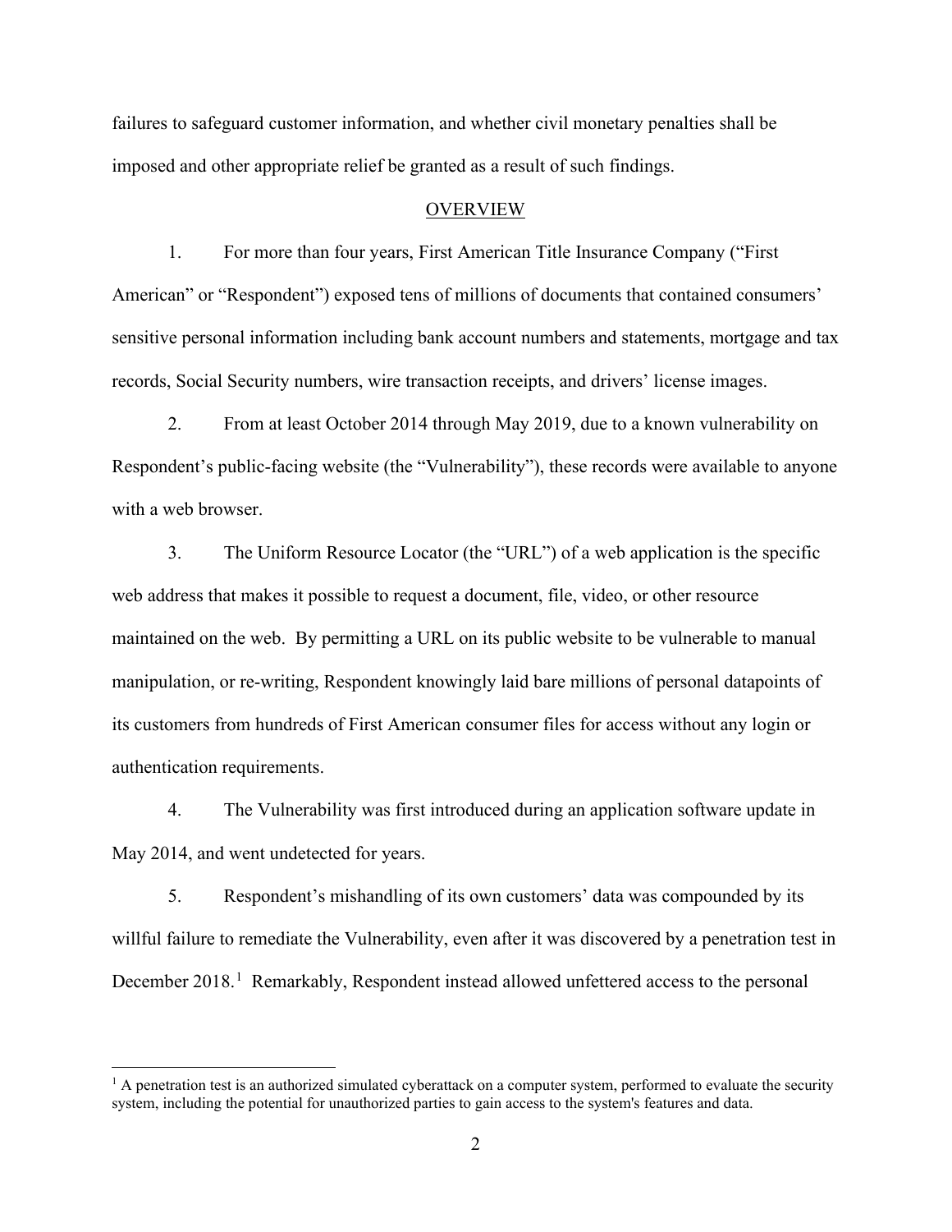failures to safeguard customer information, and whether civil monetary penalties shall be imposed and other appropriate relief be granted as a result of such findings.

## OVERVIEW

1. For more than four years, First American Title Insurance Company ("First American" or "Respondent") exposed tens of millions of documents that contained consumers' sensitive personal information including bank account numbers and statements, mortgage and tax records, Social Security numbers, wire transaction receipts, and drivers' license images.

2. From at least October 2014 through May 2019, due to a known vulnerability on Respondent's public-facing website (the "Vulnerability"), these records were available to anyone with a web browser.

3. The Uniform Resource Locator (the "URL") of a web application is the specific web address that makes it possible to request a document, file, video, or other resource maintained on the web. By permitting a URL on its public website to be vulnerable to manual manipulation, or re-writing, Respondent knowingly laid bare millions of personal datapoints of its customers from hundreds of First American consumer files for access without any login or authentication requirements.

4. The Vulnerability was first introduced during an application software update in May 2014, and went undetected for years.

5. Respondent's mishandling of its own customers' data was compounded by its willful failure to remediate the Vulnerability, even after it was discovered by a penetration test in December 2018.[1] Remarkably, Respondent instead allowed unfettered access to the personal

[1] A penetration test is an authorized simulated cyberattack on a computer system, performed to evaluate the security system, including the potential for unauthorized parties to gain access to the system's features and data.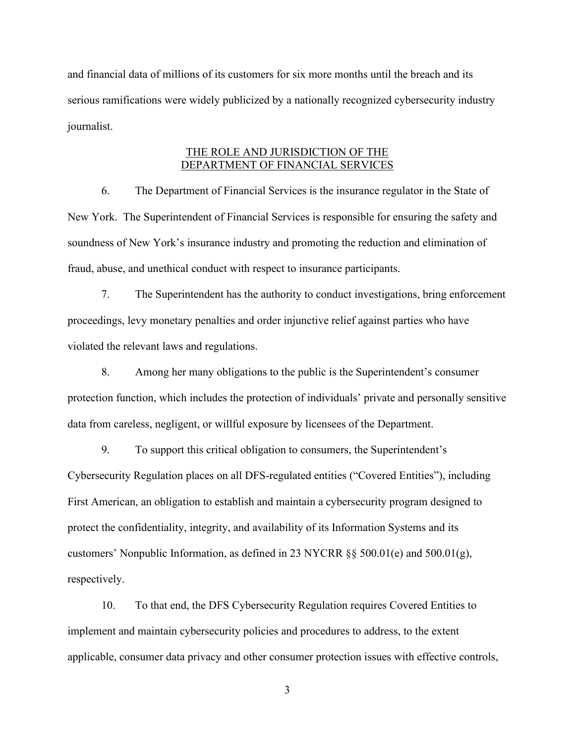and financial data of millions of its customers for six more months until the breach and its serious ramifications were widely publicized by a nationally recognized cybersecurity industry journalist.

## THE ROLE AND JURISDICTION OF THE DEPARTMENT OF FINANCIAL SERVICES

6. The Department of Financial Services is the insurance regulator in the State of New York. The Superintendent of Financial Services is responsible for ensuring the safety and soundness of New York's insurance industry and promoting the reduction and elimination of fraud, abuse, and unethical conduct with respect to insurance participants.

7. The Superintendent has the authority to conduct investigations, bring enforcement proceedings, levy monetary penalties and order injunctive relief against parties who have violated the relevant laws and regulations.

8. Among her many obligations to the public is the Superintendent's consumer protection function, which includes the protection of individuals' private and personally sensitive data from careless, negligent, or willful exposure by licensees of the Department.

9. To support this critical obligation to consumers, the Superintendent's Cybersecurity Regulation places on all DFS-regulated entities ("Covered Entities"), including First American, an obligation to establish and maintain a cybersecurity program designed to protect the confidentiality, integrity, and availability of its Information Systems and its customers' Nonpublic Information, as defined in 23 NYCRR §§ 500.01(e) and 500.01(g), respectively.

10. To that end, the DFS Cybersecurity Regulation requires Covered Entities to implement and maintain cybersecurity policies and procedures to address, to the extent applicable, consumer data privacy and other consumer protection issues with effective controls,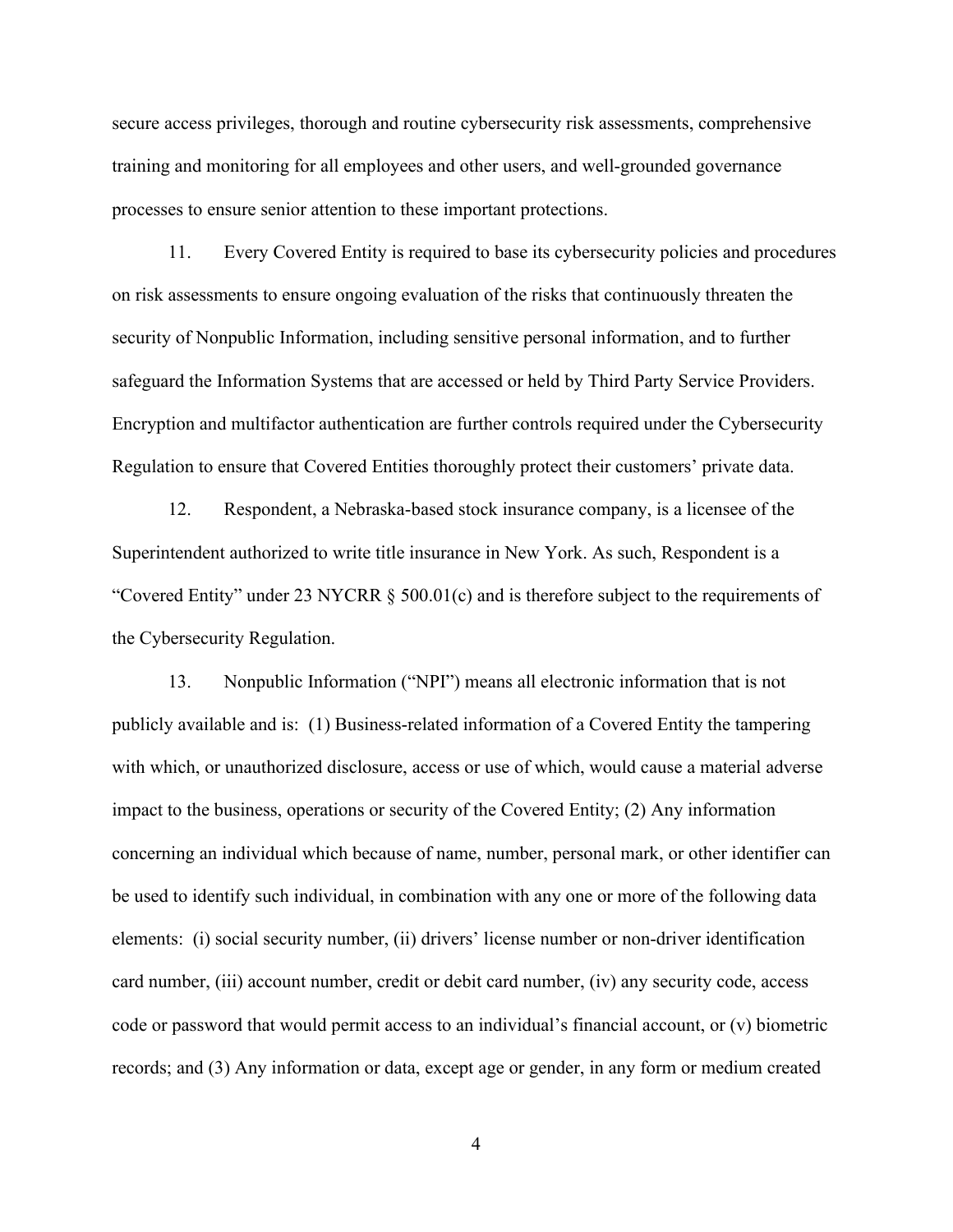secure access privileges, thorough and routine cybersecurity risk assessments, comprehensive training and monitoring for all employees and other users, and well-grounded governance processes to ensure senior attention to these important protections.

11. Every Covered Entity is required to base its cybersecurity policies and procedures on risk assessments to ensure ongoing evaluation of the risks that continuously threaten the security of Nonpublic Information, including sensitive personal information, and to further safeguard the Information Systems that are accessed or held by Third Party Service Providers. Encryption and multifactor authentication are further controls required under the Cybersecurity Regulation to ensure that Covered Entities thoroughly protect their customers' private data.

12. Respondent, a Nebraska-based stock insurance company, is a licensee of the Superintendent authorized to write title insurance in New York. As such, Respondent is a "Covered Entity" under 23 NYCRR § 500.01(c) and is therefore subject to the requirements of the Cybersecurity Regulation.

13. Nonpublic Information ("NPI") means all electronic information that is not publicly available and is: (1) Business-related information of a Covered Entity the tampering with which, or unauthorized disclosure, access or use of which, would cause a material adverse impact to the business, operations or security of the Covered Entity; (2) Any information concerning an individual which because of name, number, personal mark, or other identifier can be used to identify such individual, in combination with any one or more of the following data elements: (i) social security number, (ii) drivers' license number or non-driver identification card number, (iii) account number, credit or debit card number, (iv) any security code, access code or password that would permit access to an individual's financial account, or (v) biometric records; and (3) Any information or data, except age or gender, in any form or medium created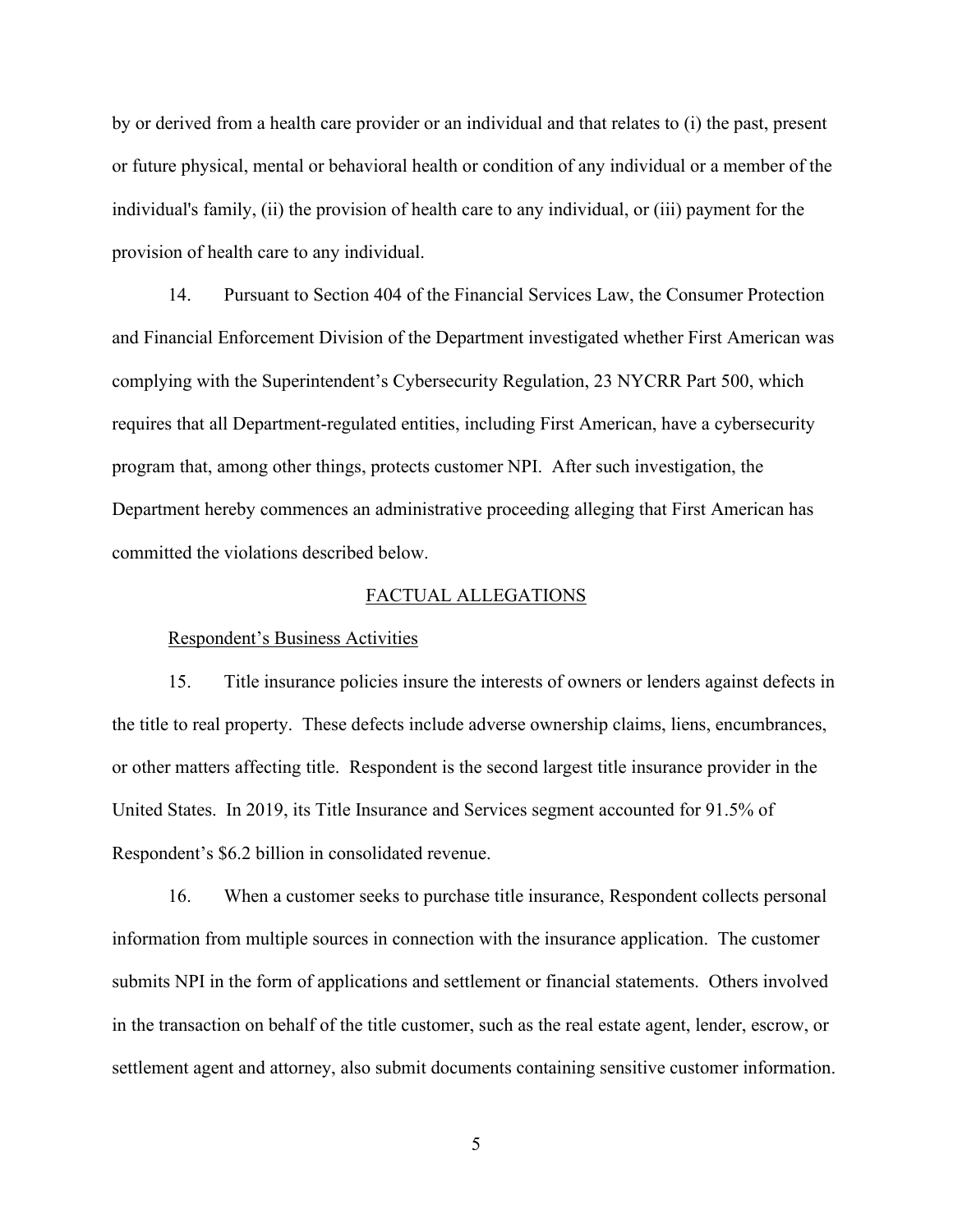by or derived from a health care provider or an individual and that relates to (i) the past, present or future physical, mental or behavioral health or condition of any individual or a member of the individual's family, (ii) the provision of health care to any individual, or (iii) payment for the provision of health care to any individual.

14. Pursuant to Section 404 of the Financial Services Law, the Consumer Protection and Financial Enforcement Division of the Department investigated whether First American was complying with the Superintendent's Cybersecurity Regulation, 23 NYCRR Part 500, which requires that all Department-regulated entities, including First American, have a cybersecurity program that, among other things, protects customer NPI. After such investigation, the Department hereby commences an administrative proceeding alleging that First American has committed the violations described below.

## FACTUAL ALLEGATIONS

### Respondent's Business Activities

15. Title insurance policies insure the interests of owners or lenders against defects in the title to real property. These defects include adverse ownership claims, liens, encumbrances, or other matters affecting title. Respondent is the second largest title insurance provider in the United States. In 2019, its Title Insurance and Services segment accounted for 91.5% of Respondent's $6.2 billion in consolidated revenue.

16. When a customer seeks to purchase title insurance, Respondent collects personal information from multiple sources in connection with the insurance application. The customer submits NPI in the form of applications and settlement or financial statements. Others involved in the transaction on behalf of the title customer, such as the real estate agent, lender, escrow, or settlement agent and attorney, also submit documents containing sensitive customer information.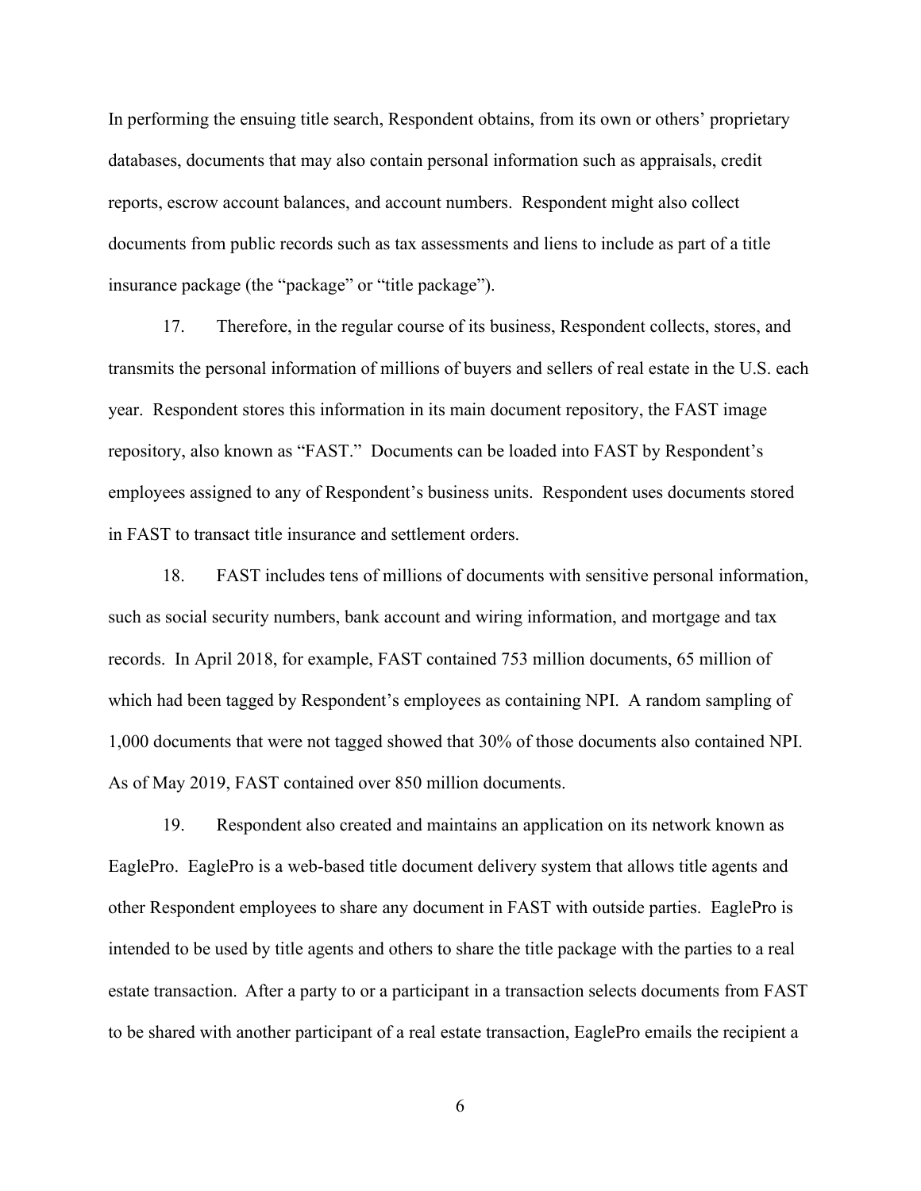In performing the ensuing title search, Respondent obtains, from its own or others' proprietary databases, documents that may also contain personal information such as appraisals, credit reports, escrow account balances, and account numbers. Respondent might also collect documents from public records such as tax assessments and liens to include as part of a title insurance package (the "package" or "title package").

17. Therefore, in the regular course of its business, Respondent collects, stores, and transmits the personal information of millions of buyers and sellers of real estate in the U.S. each year. Respondent stores this information in its main document repository, the FAST image repository, also known as "FAST." Documents can be loaded into FAST by Respondent's employees assigned to any of Respondent's business units. Respondent uses documents stored in FAST to transact title insurance and settlement orders.

18. FAST includes tens of millions of documents with sensitive personal information, such as social security numbers, bank account and wiring information, and mortgage and tax records. In April 2018, for example, FAST contained 753 million documents, 65 million of which had been tagged by Respondent's employees as containing NPI. A random sampling of 1,000 documents that were not tagged showed that 30% of those documents also contained NPI. As of May 2019, FAST contained over 850 million documents.

19. Respondent also created and maintains an application on its network known as EaglePro. EaglePro is a web-based title document delivery system that allows title agents and other Respondent employees to share any document in FAST with outside parties. EaglePro is intended to be used by title agents and others to share the title package with the parties to a real estate transaction. After a party to or a participant in a transaction selects documents from FAST to be shared with another participant of a real estate transaction, EaglePro emails the recipient a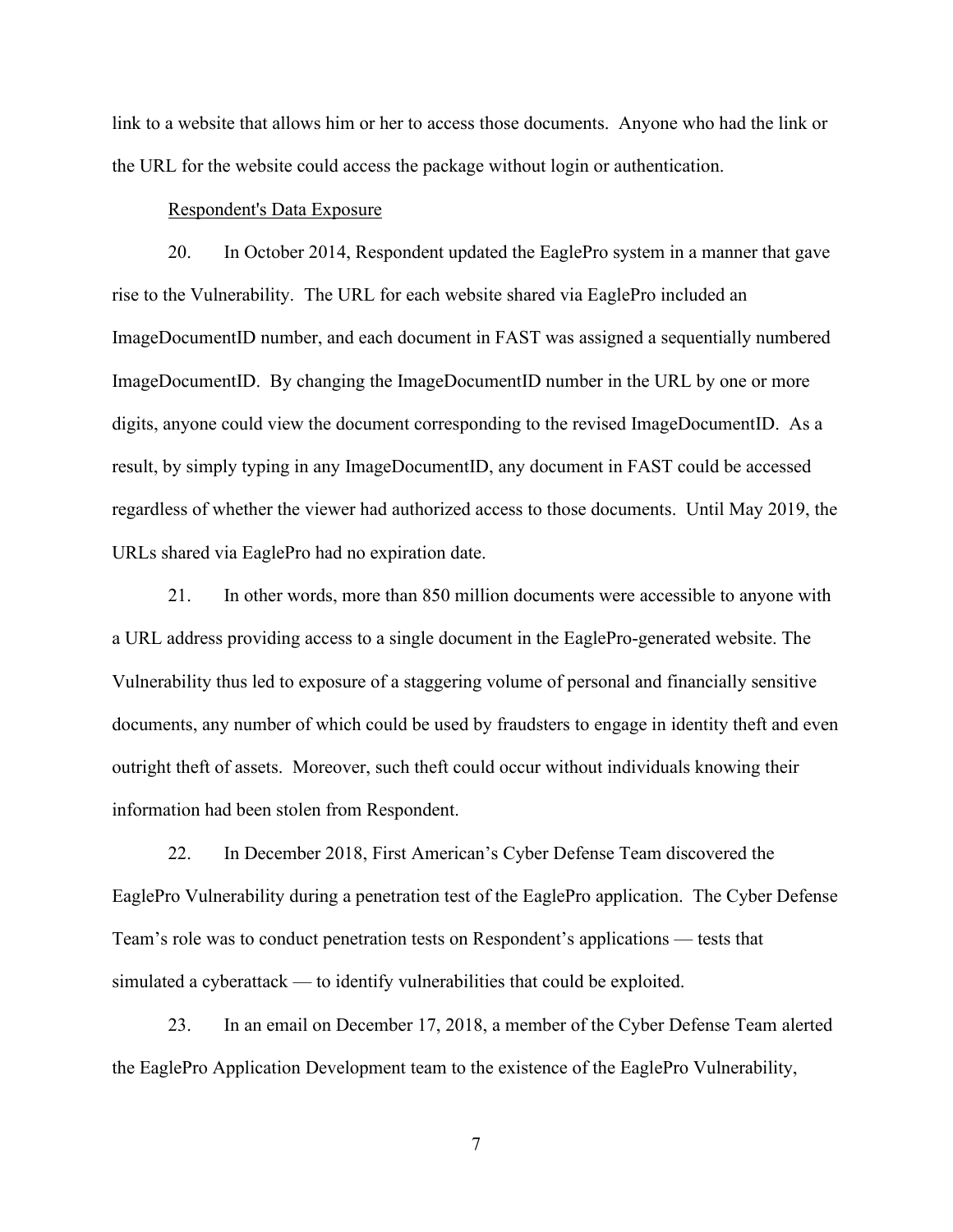link to a website that allows him or her to access those documents. Anyone who had the link or the URL for the website could access the package without login or authentication.

Respondent's Data Exposure

20. In October 2014, Respondent updated the EaglePro system in a manner that gave rise to the Vulnerability. The URL for each website shared via EaglePro included an ImageDocumentID number, and each document in FAST was assigned a sequentially numbered ImageDocumentID. By changing the ImageDocumentID number in the URL by one or more digits, anyone could view the document corresponding to the revised ImageDocumentID. As a result, by simply typing in any ImageDocumentID, any document in FAST could be accessed regardless of whether the viewer had authorized access to those documents. Until May 2019, the URLs shared via EaglePro had no expiration date.

21. In other words, more than 850 million documents were accessible to anyone with a URL address providing access to a single document in the EaglePro-generated website. The Vulnerability thus led to exposure of a staggering volume of personal and financially sensitive documents, any number of which could be used by fraudsters to engage in identity theft and even outright theft of assets. Moreover, such theft could occur without individuals knowing their information had been stolen from Respondent.

22. In December 2018, First American's Cyber Defense Team discovered the EaglePro Vulnerability during a penetration test of the EaglePro application. The Cyber Defense Team's role was to conduct penetration tests on Respondent's applications — tests that simulated a cyberattack — to identify vulnerabilities that could be exploited.

23. In an email on December 17, 2018, a member of the Cyber Defense Team alerted the EaglePro Application Development team to the existence of the EaglePro Vulnerability,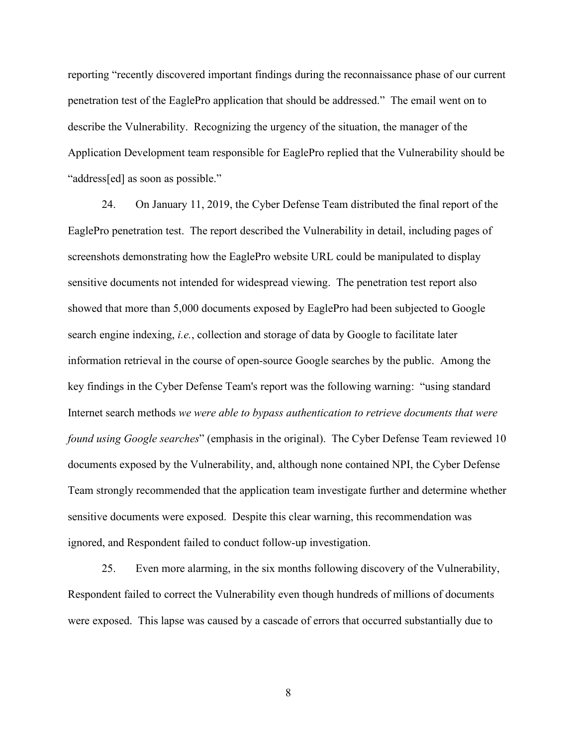reporting "recently discovered important findings during the reconnaissance phase of our current penetration test of the EaglePro application that should be addressed." The email went on to describe the Vulnerability. Recognizing the urgency of the situation, the manager of the Application Development team responsible for EaglePro replied that the Vulnerability should be "address[ed] as soon as possible."

24. On January 11, 2019, the Cyber Defense Team distributed the final report of the EaglePro penetration test. The report described the Vulnerability in detail, including pages of screenshots demonstrating how the EaglePro website URL could be manipulated to display sensitive documents not intended for widespread viewing. The penetration test report also showed that more than 5,000 documents exposed by EaglePro had been subjected to Google search engine indexing, *i.e.*, collection and storage of data by Google to facilitate later information retrieval in the course of open-source Google searches by the public. Among the key findings in the Cyber Defense Team's report was the following warning: "using standard Internet search methods *we were able to bypass authentication to retrieve documents that were found using Google searches*" (emphasis in the original). The Cyber Defense Team reviewed 10 documents exposed by the Vulnerability, and, although none contained NPI, the Cyber Defense Team strongly recommended that the application team investigate further and determine whether sensitive documents were exposed. Despite this clear warning, this recommendation was ignored, and Respondent failed to conduct follow-up investigation.

25. Even more alarming, in the six months following discovery of the Vulnerability, Respondent failed to correct the Vulnerability even though hundreds of millions of documents were exposed. This lapse was caused by a cascade of errors that occurred substantially due to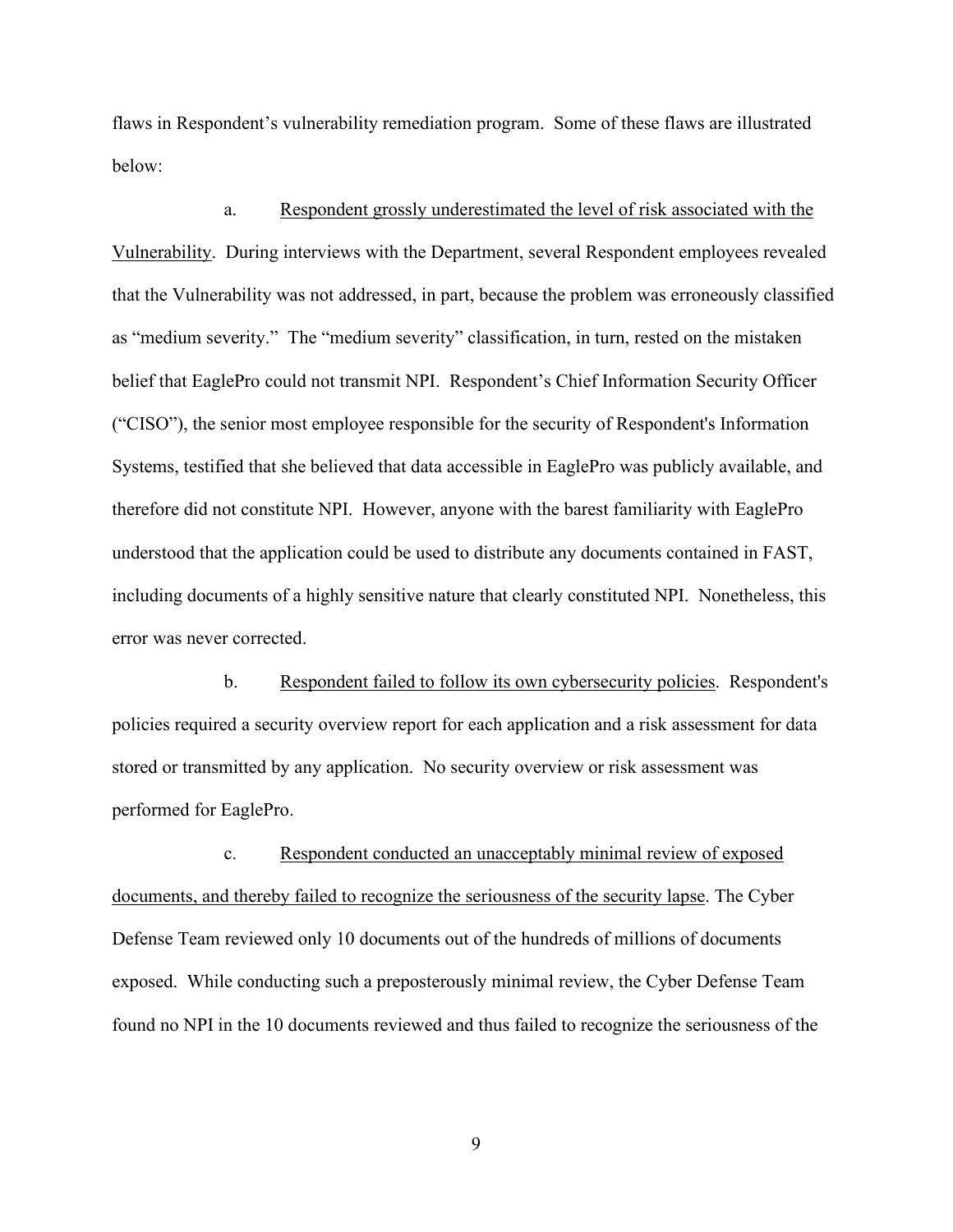flaws in Respondent's vulnerability remediation program. Some of these flaws are illustrated below:

a. <u>Respondent grossly underestimated the level of risk associated with the Vulnerability</u>. During interviews with the Department, several Respondent employees revealed that the Vulnerability was not addressed, in part, because the problem was erroneously classified as "medium severity." The "medium severity" classification, in turn, rested on the mistaken belief that EaglePro could not transmit NPI. Respondent's Chief Information Security Officer ("CISO"), the senior most employee responsible for the security of Respondent's Information Systems, testified that she believed that data accessible in EaglePro was publicly available, and therefore did not constitute NPI. However, anyone with the barest familiarity with EaglePro understood that the application could be used to distribute any documents contained in FAST, including documents of a highly sensitive nature that clearly constituted NPI. Nonetheless, this error was never corrected.

b. <u>Respondent failed to follow its own cybersecurity policies</u>. Respondent's policies required a security overview report for each application and a risk assessment for data stored or transmitted by any application. No security overview or risk assessment was performed for EaglePro.

c. <u>Respondent conducted an unacceptably minimal review of exposed documents, and thereby failed to recognize the seriousness of the security lapse</u>. The Cyber Defense Team reviewed only 10 documents out of the hundreds of millions of documents exposed. While conducting such a preposterously minimal review, the Cyber Defense Team found no NPI in the 10 documents reviewed and thus failed to recognize the seriousness of the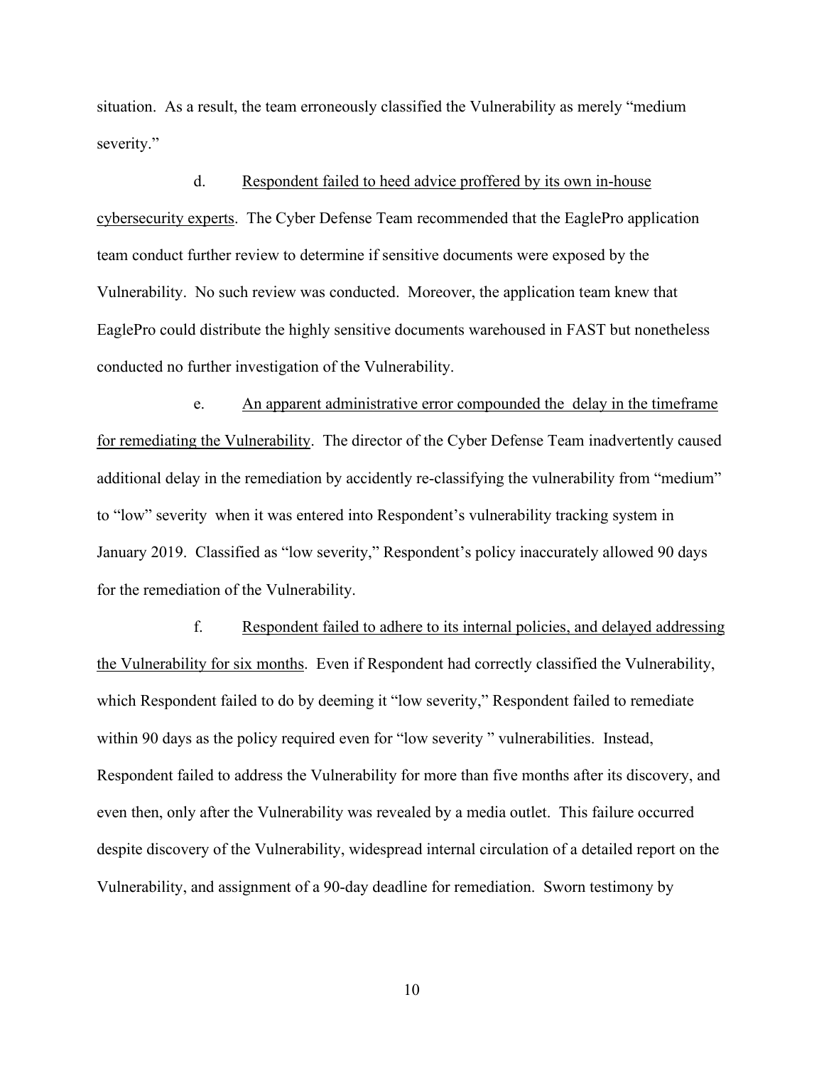situation. As a result, the team erroneously classified the Vulnerability as merely "medium severity."

d. <u>Respondent failed to heed advice proffered by its own in-house cybersecurity experts</u>. The Cyber Defense Team recommended that the EaglePro application team conduct further review to determine if sensitive documents were exposed by the Vulnerability. No such review was conducted. Moreover, the application team knew that EaglePro could distribute the highly sensitive documents warehoused in FAST but nonetheless conducted no further investigation of the Vulnerability.

e. <u>An apparent administrative error compounded the delay in the timeframe for remediating the Vulnerability</u>. The director of the Cyber Defense Team inadvertently caused additional delay in the remediation by accidently re-classifying the vulnerability from "medium" to "low" severity when it was entered into Respondent's vulnerability tracking system in January 2019. Classified as "low severity," Respondent's policy inaccurately allowed 90 days for the remediation of the Vulnerability.

f. <u>Respondent failed to adhere to its internal policies, and delayed addressing the Vulnerability for six months</u>. Even if Respondent had correctly classified the Vulnerability, which Respondent failed to do by deeming it "low severity," Respondent failed to remediate within 90 days as the policy required even for "low severity" vulnerabilities. Instead, Respondent failed to address the Vulnerability for more than five months after its discovery, and even then, only after the Vulnerability was revealed by a media outlet. This failure occurred despite discovery of the Vulnerability, widespread internal circulation of a detailed report on the Vulnerability, and assignment of a 90-day deadline for remediation. Sworn testimony by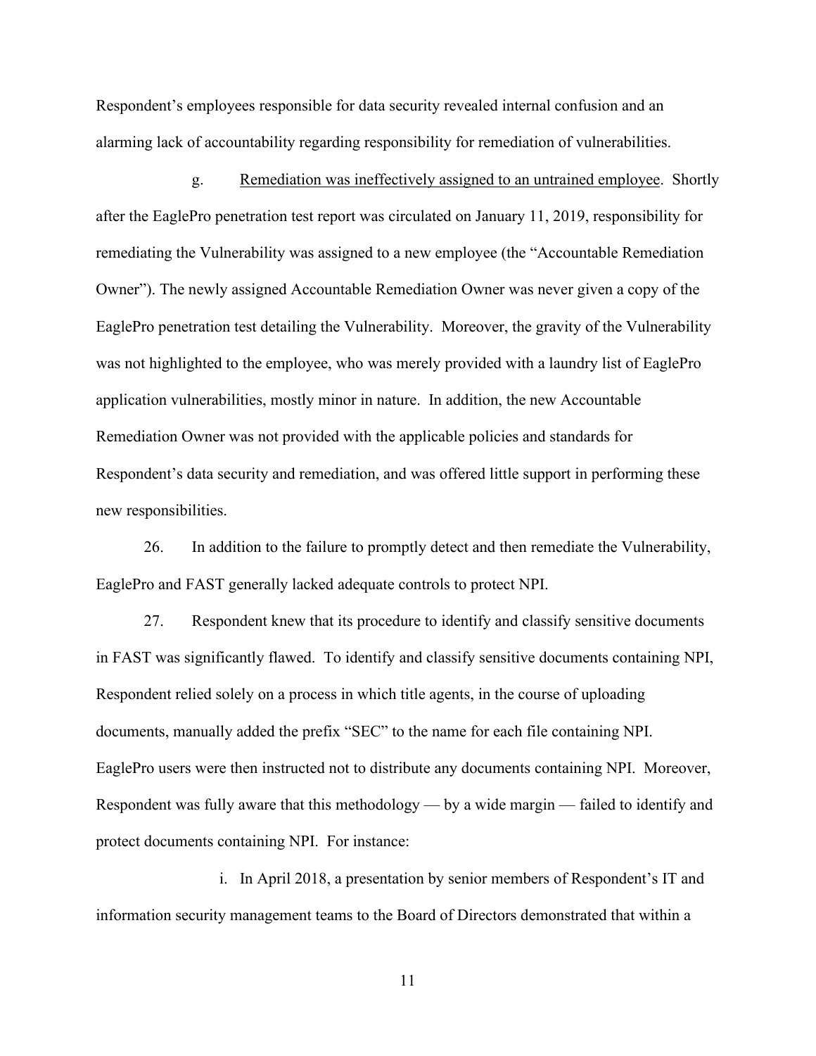Respondent's employees responsible for data security revealed internal confusion and an alarming lack of accountability regarding responsibility for remediation of vulnerabilities.

g. <u>Remediation was ineffectively assigned to an untrained employee</u>. Shortly after the EaglePro penetration test report was circulated on January 11, 2019, responsibility for remediating the Vulnerability was assigned to a new employee (the "Accountable Remediation Owner"). The newly assigned Accountable Remediation Owner was never given a copy of the EaglePro penetration test detailing the Vulnerability. Moreover, the gravity of the Vulnerability was not highlighted to the employee, who was merely provided with a laundry list of EaglePro application vulnerabilities, mostly minor in nature. In addition, the new Accountable Remediation Owner was not provided with the applicable policies and standards for Respondent's data security and remediation, and was offered little support in performing these new responsibilities.

26. In addition to the failure to promptly detect and then remediate the Vulnerability, EaglePro and FAST generally lacked adequate controls to protect NPI.

27. Respondent knew that its procedure to identify and classify sensitive documents in FAST was significantly flawed. To identify and classify sensitive documents containing NPI, Respondent relied solely on a process in which title agents, in the course of uploading documents, manually added the prefix "SEC" to the name for each file containing NPI. EaglePro users were then instructed not to distribute any documents containing NPI. Moreover, Respondent was fully aware that this methodology — by a wide margin — failed to identify and protect documents containing NPI. For instance:

i. In April 2018, a presentation by senior members of Respondent's IT and information security management teams to the Board of Directors demonstrated that within a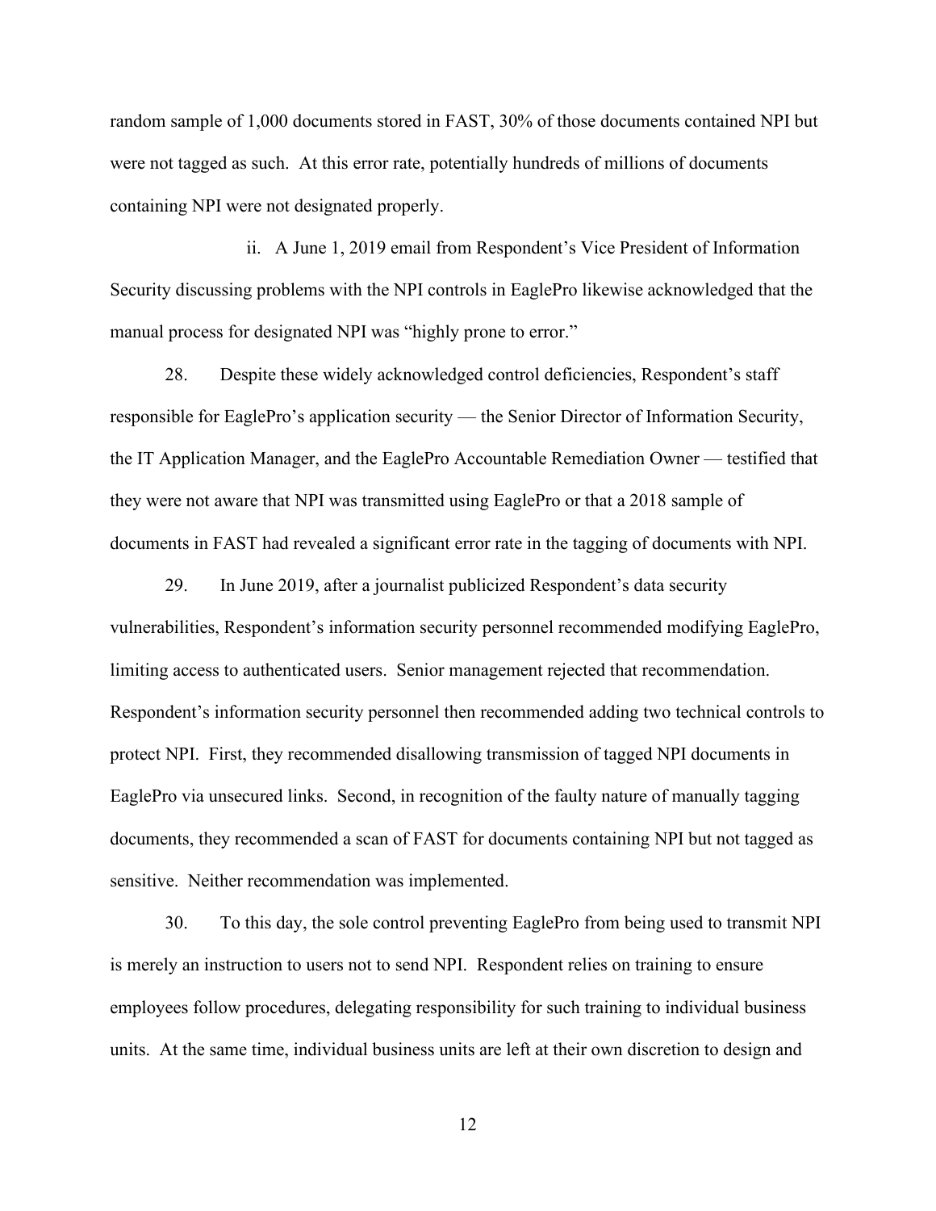random sample of 1,000 documents stored in FAST, 30% of those documents contained NPI but were not tagged as such. At this error rate, potentially hundreds of millions of documents containing NPI were not designated properly.

ii. A June 1, 2019 email from Respondent's Vice President of Information Security discussing problems with the NPI controls in EaglePro likewise acknowledged that the manual process for designated NPI was "highly prone to error."

28. Despite these widely acknowledged control deficiencies, Respondent's staff responsible for EaglePro's application security — the Senior Director of Information Security, the IT Application Manager, and the EaglePro Accountable Remediation Owner — testified that they were not aware that NPI was transmitted using EaglePro or that a 2018 sample of documents in FAST had revealed a significant error rate in the tagging of documents with NPI.

29. In June 2019, after a journalist publicized Respondent's data security vulnerabilities, Respondent's information security personnel recommended modifying EaglePro, limiting access to authenticated users. Senior management rejected that recommendation. Respondent's information security personnel then recommended adding two technical controls to protect NPI. First, they recommended disallowing transmission of tagged NPI documents in EaglePro via unsecured links. Second, in recognition of the faulty nature of manually tagging documents, they recommended a scan of FAST for documents containing NPI but not tagged as sensitive. Neither recommendation was implemented.

30. To this day, the sole control preventing EaglePro from being used to transmit NPI is merely an instruction to users not to send NPI. Respondent relies on training to ensure employees follow procedures, delegating responsibility for such training to individual business units. At the same time, individual business units are left at their own discretion to design and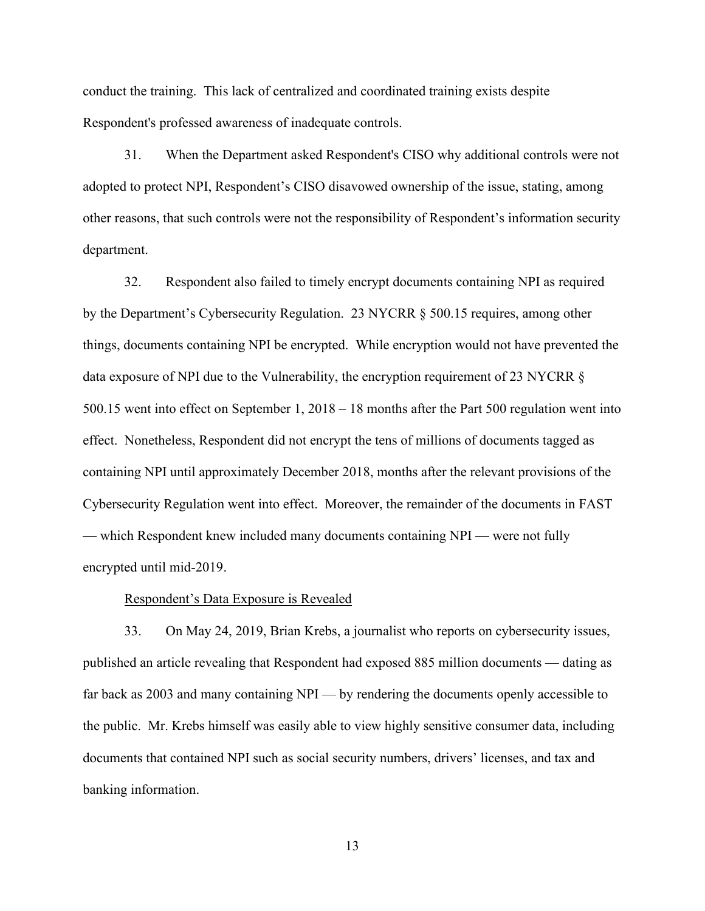conduct the training. This lack of centralized and coordinated training exists despite Respondent's professed awareness of inadequate controls.

31. When the Department asked Respondent's CISO why additional controls were not adopted to protect NPI, Respondent's CISO disavowed ownership of the issue, stating, among other reasons, that such controls were not the responsibility of Respondent's information security department.

32. Respondent also failed to timely encrypt documents containing NPI as required by the Department's Cybersecurity Regulation. 23 NYCRR § 500.15 requires, among other things, documents containing NPI be encrypted. While encryption would not have prevented the data exposure of NPI due to the Vulnerability, the encryption requirement of 23 NYCRR § 500.15 went into effect on September 1, 2018 – 18 months after the Part 500 regulation went into effect. Nonetheless, Respondent did not encrypt the tens of millions of documents tagged as containing NPI until approximately December 2018, months after the relevant provisions of the Cybersecurity Regulation went into effect. Moreover, the remainder of the documents in FAST — which Respondent knew included many documents containing NPI — were not fully encrypted until mid-2019.

<u>Respondent's Data Exposure is Revealed</u>

33. On May 24, 2019, Brian Krebs, a journalist who reports on cybersecurity issues, published an article revealing that Respondent had exposed 885 million documents — dating as far back as 2003 and many containing NPI — by rendering the documents openly accessible to the public. Mr. Krebs himself was easily able to view highly sensitive consumer data, including documents that contained NPI such as social security numbers, drivers' licenses, and tax and banking information.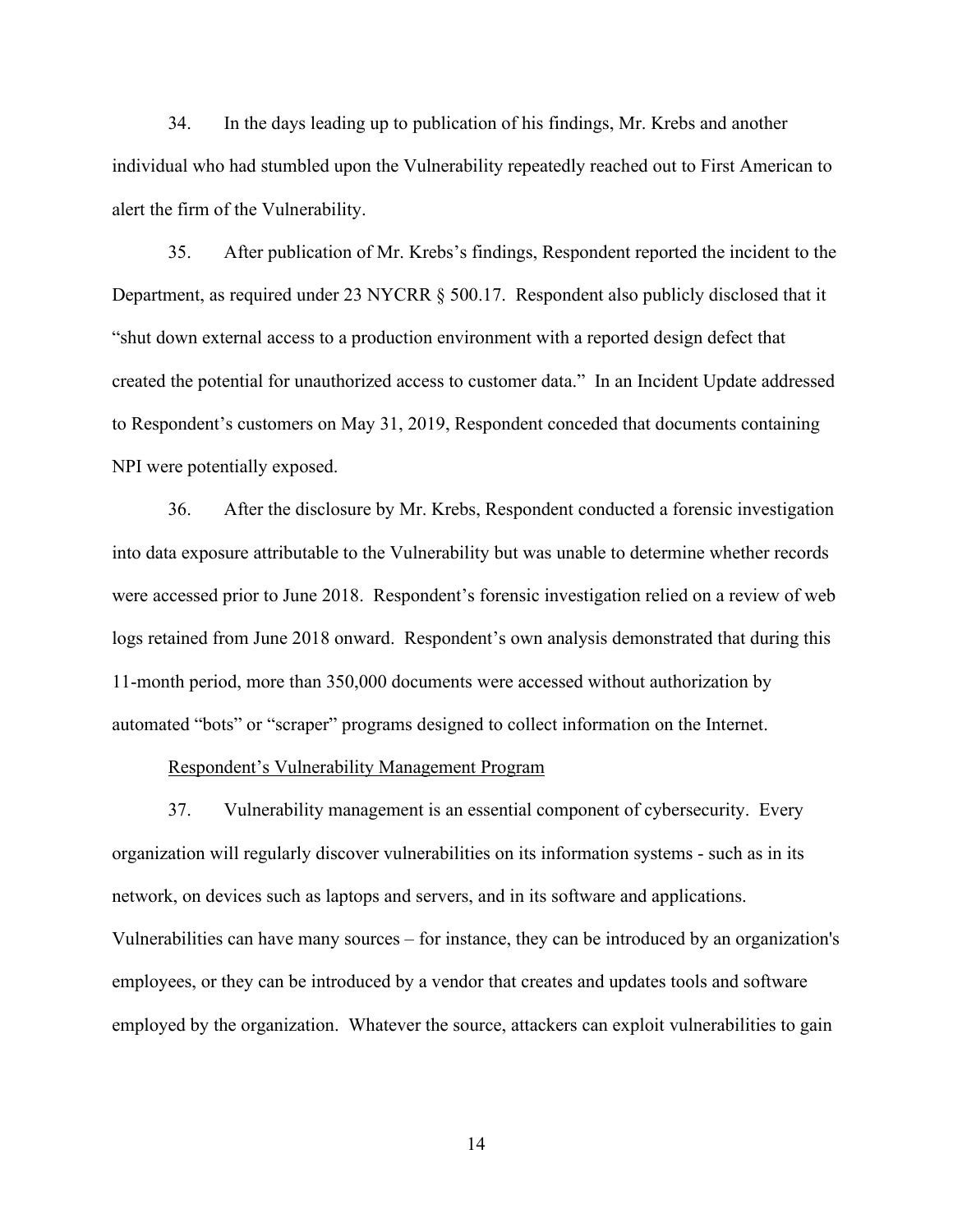34. In the days leading up to publication of his findings, Mr. Krebs and another individual who had stumbled upon the Vulnerability repeatedly reached out to First American to alert the firm of the Vulnerability.

35. After publication of Mr. Krebs's findings, Respondent reported the incident to the Department, as required under 23 NYCRR § 500.17. Respondent also publicly disclosed that it "shut down external access to a production environment with a reported design defect that created the potential for unauthorized access to customer data." In an Incident Update addressed to Respondent's customers on May 31, 2019, Respondent conceded that documents containing NPI were potentially exposed.

36. After the disclosure by Mr. Krebs, Respondent conducted a forensic investigation into data exposure attributable to the Vulnerability but was unable to determine whether records were accessed prior to June 2018. Respondent's forensic investigation relied on a review of web logs retained from June 2018 onward. Respondent's own analysis demonstrated that during this 11-month period, more than 350,000 documents were accessed without authorization by automated "bots" or "scraper" programs designed to collect information on the Internet.

<u>Respondent's Vulnerability Management Program</u>

37. Vulnerability management is an essential component of cybersecurity. Every organization will regularly discover vulnerabilities on its information systems - such as in its network, on devices such as laptops and servers, and in its software and applications. Vulnerabilities can have many sources – for instance, they can be introduced by an organization's employees, or they can be introduced by a vendor that creates and updates tools and software employed by the organization. Whatever the source, attackers can exploit vulnerabilities to gain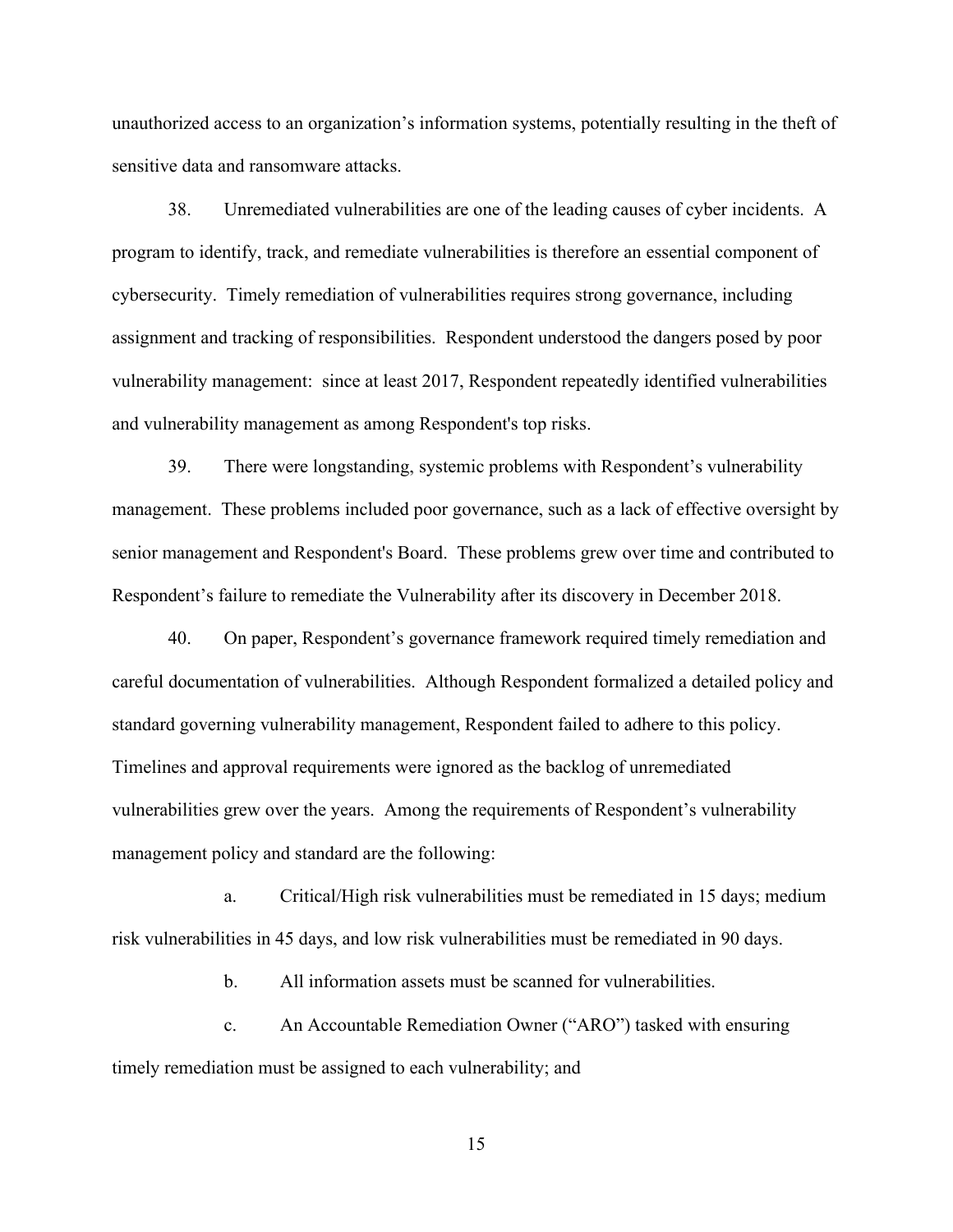unauthorized access to an organization's information systems, potentially resulting in the theft of sensitive data and ransomware attacks.

38. Unremediated vulnerabilities are one of the leading causes of cyber incidents. A program to identify, track, and remediate vulnerabilities is therefore an essential component of cybersecurity. Timely remediation of vulnerabilities requires strong governance, including assignment and tracking of responsibilities. Respondent understood the dangers posed by poor vulnerability management: since at least 2017, Respondent repeatedly identified vulnerabilities and vulnerability management as among Respondent's top risks.

39. There were longstanding, systemic problems with Respondent's vulnerability management. These problems included poor governance, such as a lack of effective oversight by senior management and Respondent's Board. These problems grew over time and contributed to Respondent's failure to remediate the Vulnerability after its discovery in December 2018.

40. On paper, Respondent's governance framework required timely remediation and careful documentation of vulnerabilities. Although Respondent formalized a detailed policy and standard governing vulnerability management, Respondent failed to adhere to this policy. Timelines and approval requirements were ignored as the backlog of unremediated vulnerabilities grew over the years. Among the requirements of Respondent's vulnerability management policy and standard are the following:

a. Critical/High risk vulnerabilities must be remediated in 15 days; medium risk vulnerabilities in 45 days, and low risk vulnerabilities must be remediated in 90 days.

b. All information assets must be scanned for vulnerabilities.

c. An Accountable Remediation Owner ("ARO") tasked with ensuring timely remediation must be assigned to each vulnerability; and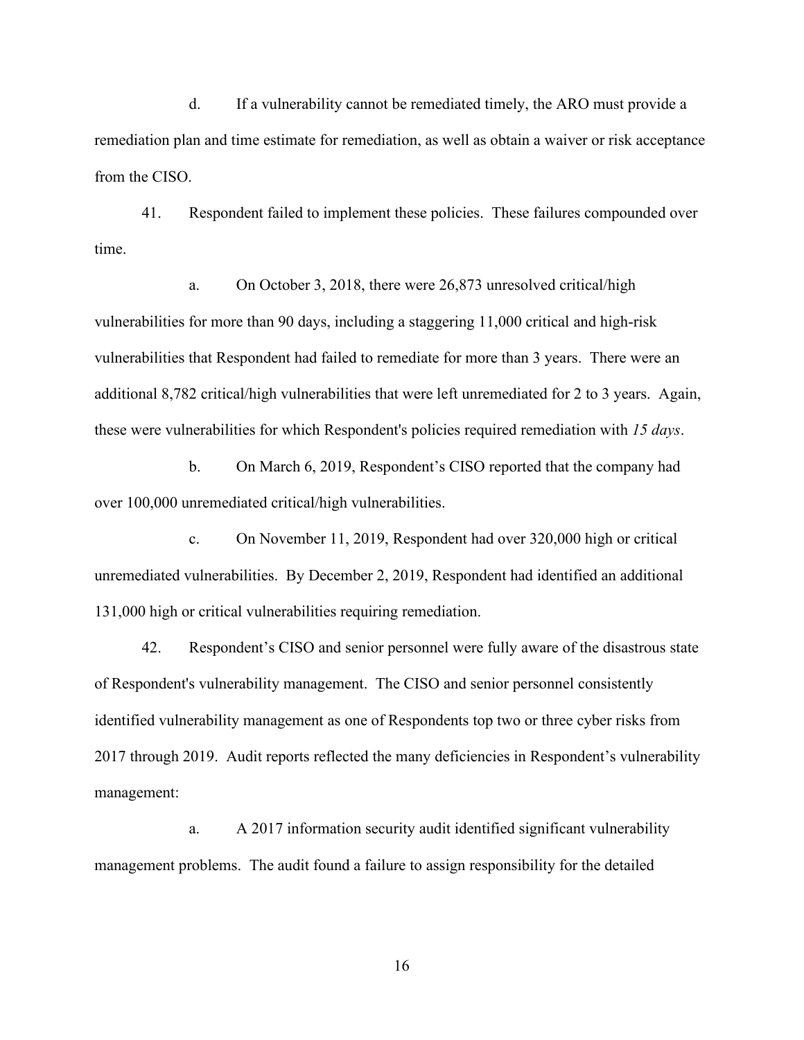d. If a vulnerability cannot be remediated timely, the ARO must provide a remediation plan and time estimate for remediation, as well as obtain a waiver or risk acceptance from the CISO.

41. Respondent failed to implement these policies. These failures compounded over time.

a. On October 3, 2018, there were 26,873 unresolved critical/high vulnerabilities for more than 90 days, including a staggering 11,000 critical and high-risk vulnerabilities that Respondent had failed to remediate for more than 3 years. There were an additional 8,782 critical/high vulnerabilities that were left unremediated for 2 to 3 years. Again, these were vulnerabilities for which Respondent's policies required remediation with *15 days*.

b. On March 6, 2019, Respondent's CISO reported that the company had over 100,000 unremediated critical/high vulnerabilities.

c. On November 11, 2019, Respondent had over 320,000 high or critical unremediated vulnerabilities. By December 2, 2019, Respondent had identified an additional 131,000 high or critical vulnerabilities requiring remediation.

42. Respondent's CISO and senior personnel were fully aware of the disastrous state of Respondent's vulnerability management. The CISO and senior personnel consistently identified vulnerability management as one of Respondents top two or three cyber risks from 2017 through 2019. Audit reports reflected the many deficiencies in Respondent's vulnerability management:

a. A 2017 information security audit identified significant vulnerability management problems. The audit found a failure to assign responsibility for the detailed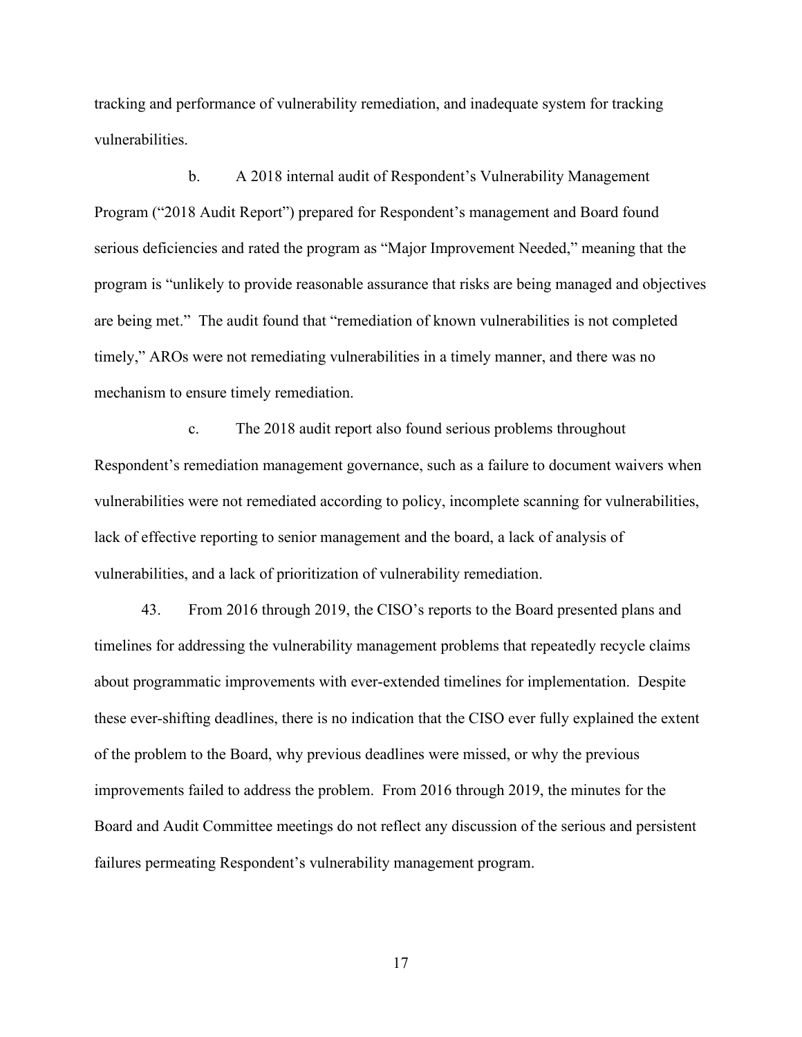tracking and performance of vulnerability remediation, and inadequate system for tracking vulnerabilities.

b. A 2018 internal audit of Respondent's Vulnerability Management Program ("2018 Audit Report") prepared for Respondent's management and Board found serious deficiencies and rated the program as "Major Improvement Needed," meaning that the program is "unlikely to provide reasonable assurance that risks are being managed and objectives are being met." The audit found that "remediation of known vulnerabilities is not completed timely," AROs were not remediating vulnerabilities in a timely manner, and there was no mechanism to ensure timely remediation.

c. The 2018 audit report also found serious problems throughout Respondent's remediation management governance, such as a failure to document waivers when vulnerabilities were not remediated according to policy, incomplete scanning for vulnerabilities, lack of effective reporting to senior management and the board, a lack of analysis of vulnerabilities, and a lack of prioritization of vulnerability remediation.

43. From 2016 through 2019, the CISO's reports to the Board presented plans and timelines for addressing the vulnerability management problems that repeatedly recycle claims about programmatic improvements with ever-extended timelines for implementation. Despite these ever-shifting deadlines, there is no indication that the CISO ever fully explained the extent of the problem to the Board, why previous deadlines were missed, or why the previous improvements failed to address the problem. From 2016 through 2019, the minutes for the Board and Audit Committee meetings do not reflect any discussion of the serious and persistent failures permeating Respondent's vulnerability management program.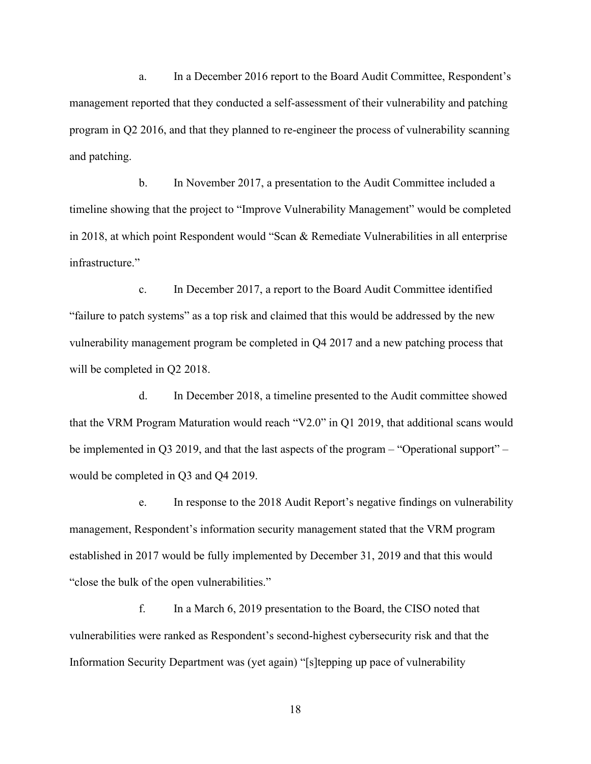a. In a December 2016 report to the Board Audit Committee, Respondent's management reported that they conducted a self-assessment of their vulnerability and patching program in Q2 2016, and that they planned to re-engineer the process of vulnerability scanning and patching.

b. In November 2017, a presentation to the Audit Committee included a timeline showing that the project to "Improve Vulnerability Management" would be completed in 2018, at which point Respondent would "Scan & Remediate Vulnerabilities in all enterprise infrastructure."

c. In December 2017, a report to the Board Audit Committee identified "failure to patch systems" as a top risk and claimed that this would be addressed by the new vulnerability management program be completed in Q4 2017 and a new patching process that will be completed in Q2 2018.

d. In December 2018, a timeline presented to the Audit committee showed that the VRM Program Maturation would reach "V2.0" in Q1 2019, that additional scans would be implemented in Q3 2019, and that the last aspects of the program – "Operational support" – would be completed in Q3 and Q4 2019.

e. In response to the 2018 Audit Report's negative findings on vulnerability management, Respondent's information security management stated that the VRM program established in 2017 would be fully implemented by December 31, 2019 and that this would "close the bulk of the open vulnerabilities."

f. In a March 6, 2019 presentation to the Board, the CISO noted that vulnerabilities were ranked as Respondent's second-highest cybersecurity risk and that the Information Security Department was (yet again) "[s]tepping up pace of vulnerability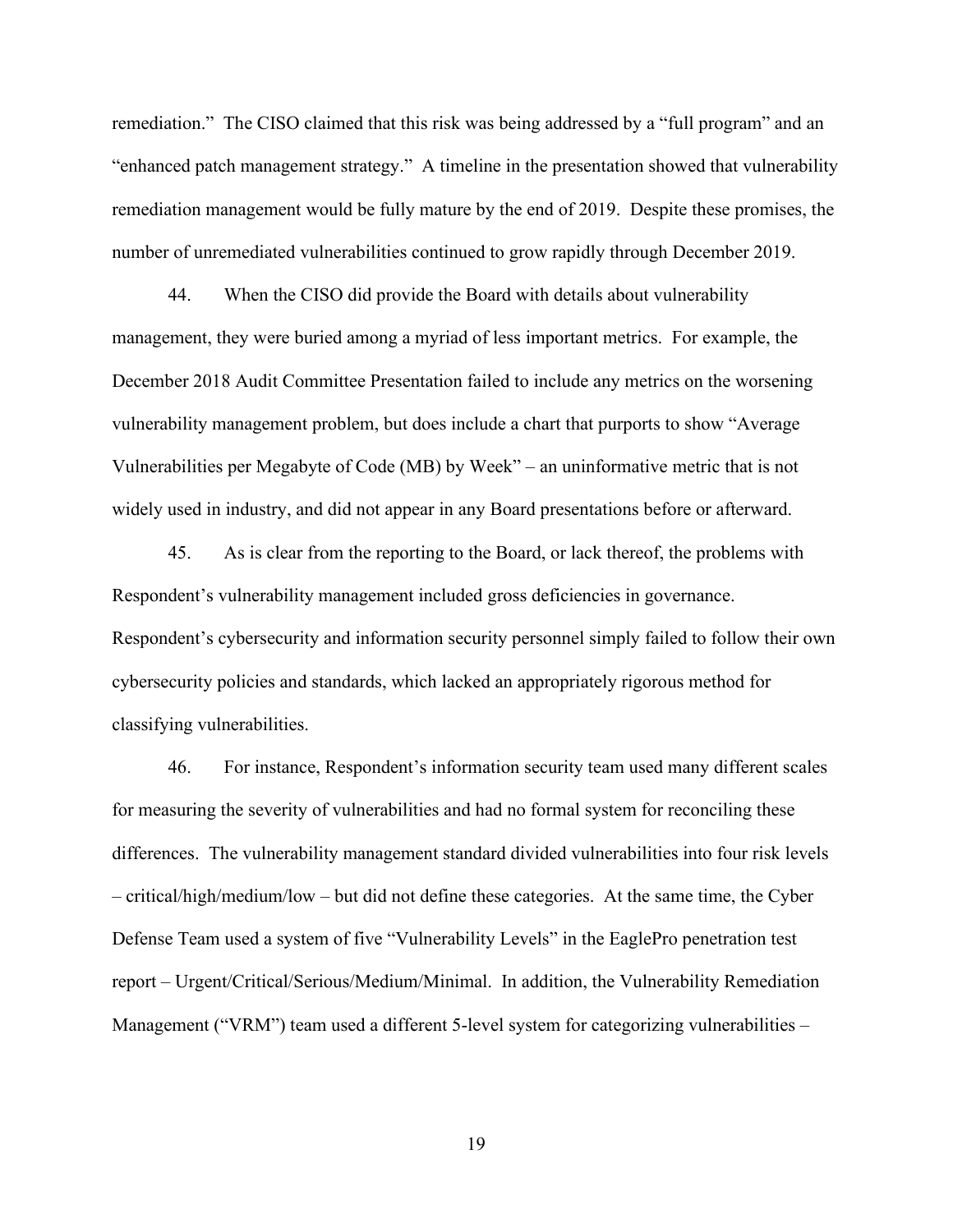remediation." The CISO claimed that this risk was being addressed by a "full program" and an "enhanced patch management strategy." A timeline in the presentation showed that vulnerability remediation management would be fully mature by the end of 2019. Despite these promises, the number of unremediated vulnerabilities continued to grow rapidly through December 2019.

44. When the CISO did provide the Board with details about vulnerability management, they were buried among a myriad of less important metrics. For example, the December 2018 Audit Committee Presentation failed to include any metrics on the worsening vulnerability management problem, but does include a chart that purports to show "Average Vulnerabilities per Megabyte of Code (MB) by Week" – an uninformative metric that is not widely used in industry, and did not appear in any Board presentations before or afterward.

45. As is clear from the reporting to the Board, or lack thereof, the problems with Respondent's vulnerability management included gross deficiencies in governance. Respondent's cybersecurity and information security personnel simply failed to follow their own cybersecurity policies and standards, which lacked an appropriately rigorous method for classifying vulnerabilities.

46. For instance, Respondent's information security team used many different scales for measuring the severity of vulnerabilities and had no formal system for reconciling these differences. The vulnerability management standard divided vulnerabilities into four risk levels – critical/high/medium/low – but did not define these categories. At the same time, the Cyber Defense Team used a system of five "Vulnerability Levels" in the EaglePro penetration test report – Urgent/Critical/Serious/Medium/Minimal. In addition, the Vulnerability Remediation Management ("VRM") team used a different 5-level system for categorizing vulnerabilities –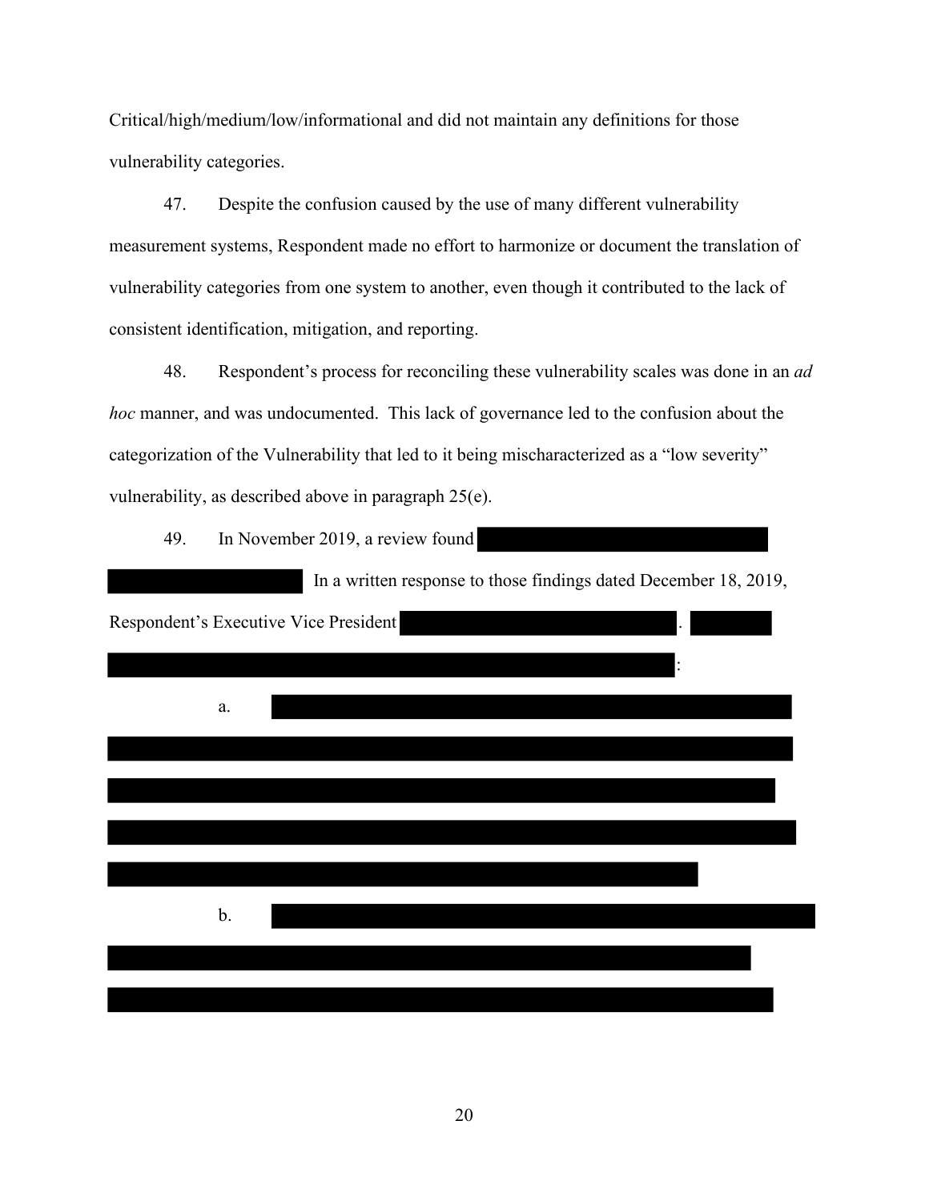Critical/high/medium/low/informational and did not maintain any definitions for those vulnerability categories.

47. Despite the confusion caused by the use of many different vulnerability measurement systems, Respondent made no effort to harmonize or document the translation of vulnerability categories from one system to another, even though it contributed to the lack of consistent identification, mitigation, and reporting.

48. Respondent's process for reconciling these vulnerability scales was done in an *ad hoc* manner, and was undocumented. This lack of governance led to the confusion about the categorization of the Vulnerability that led to it being mischaracterized as a "low severity" vulnerability, as described above in paragraph 25(e).

49. In November 2019, a review found [REDACTED] In a written response to those findings dated December 18, 2019, Respondent's Executive Vice President [REDACTED]. [REDACTED]:

a. [REDACTED]

b. [REDACTED]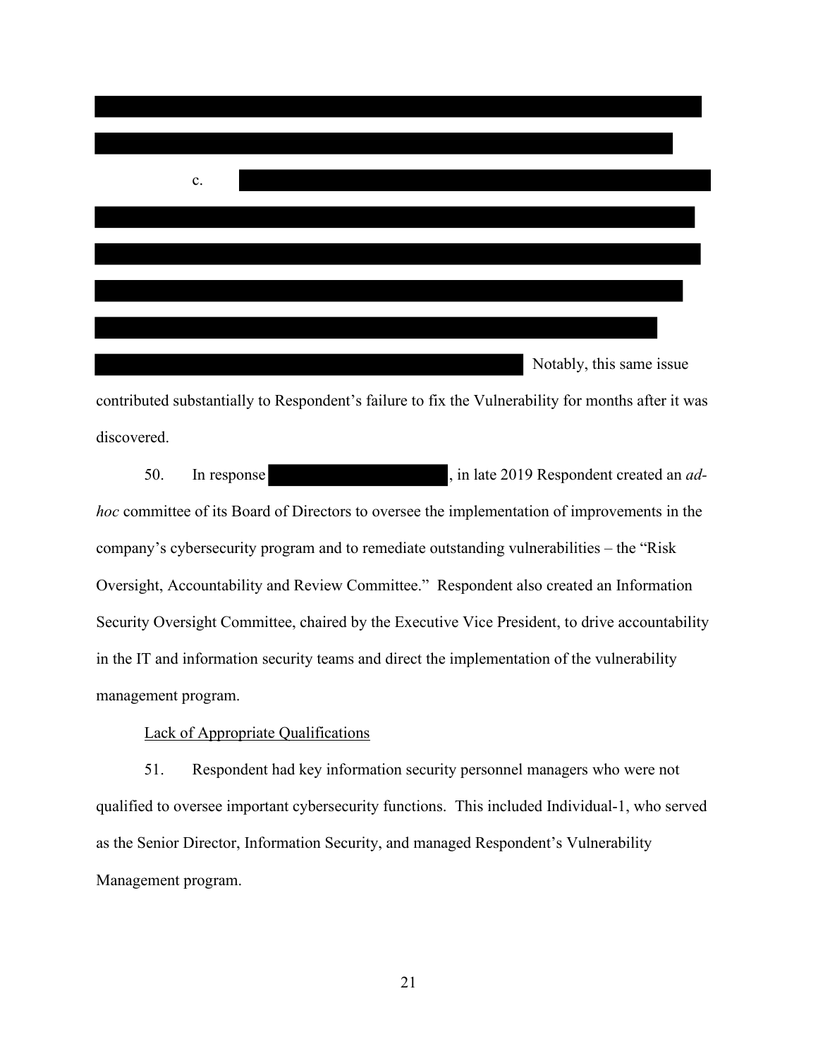c.

Notably, this same issue contributed substantially to Respondent's failure to fix the Vulnerability for months after it was discovered.

50. In response, in late 2019 Respondent created an *ad-hoc* committee of its Board of Directors to oversee the implementation of improvements in the company's cybersecurity program and to remediate outstanding vulnerabilities – the "Risk Oversight, Accountability and Review Committee." Respondent also created an Information Security Oversight Committee, chaired by the Executive Vice President, to drive accountability in the IT and information security teams and direct the implementation of the vulnerability management program.

Lack of Appropriate Qualifications

51. Respondent had key information security personnel managers who were not qualified to oversee important cybersecurity functions. This included Individual-1, who served as the Senior Director, Information Security, and managed Respondent's Vulnerability Management program.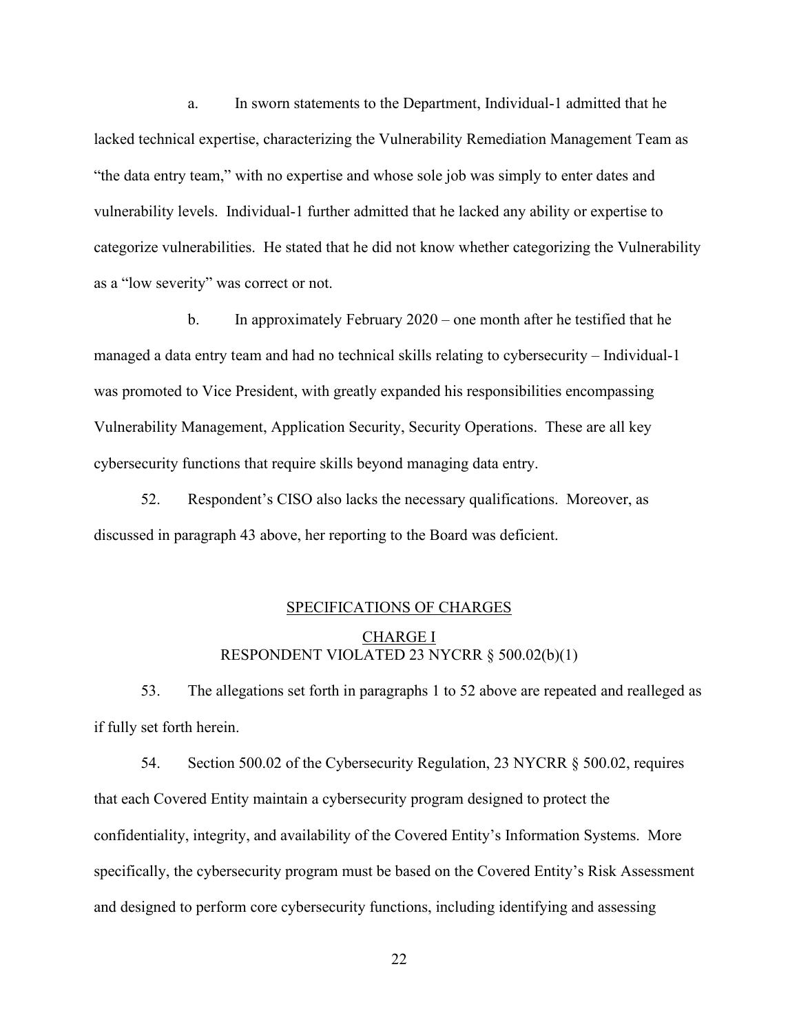a. In sworn statements to the Department, Individual-1 admitted that he lacked technical expertise, characterizing the Vulnerability Remediation Management Team as "the data entry team," with no expertise and whose sole job was simply to enter dates and vulnerability levels. Individual-1 further admitted that he lacked any ability or expertise to categorize vulnerabilities. He stated that he did not know whether categorizing the Vulnerability as a "low severity" was correct or not.

b. In approximately February 2020 – one month after he testified that he managed a data entry team and had no technical skills relating to cybersecurity – Individual-1 was promoted to Vice President, with greatly expanded his responsibilities encompassing Vulnerability Management, Application Security, Security Operations. These are all key cybersecurity functions that require skills beyond managing data entry.

52. Respondent's CISO also lacks the necessary qualifications. Moreover, as discussed in paragraph 43 above, her reporting to the Board was deficient.

## SPECIFICATIONS OF CHARGES

### CHARGE I
### RESPONDENT VIOLATED 23 NYCRR § 500.02(b)(1)

53. The allegations set forth in paragraphs 1 to 52 above are repeated and realleged as if fully set forth herein.

54. Section 500.02 of the Cybersecurity Regulation, 23 NYCRR § 500.02, requires that each Covered Entity maintain a cybersecurity program designed to protect the confidentiality, integrity, and availability of the Covered Entity's Information Systems. More specifically, the cybersecurity program must be based on the Covered Entity's Risk Assessment and designed to perform core cybersecurity functions, including identifying and assessing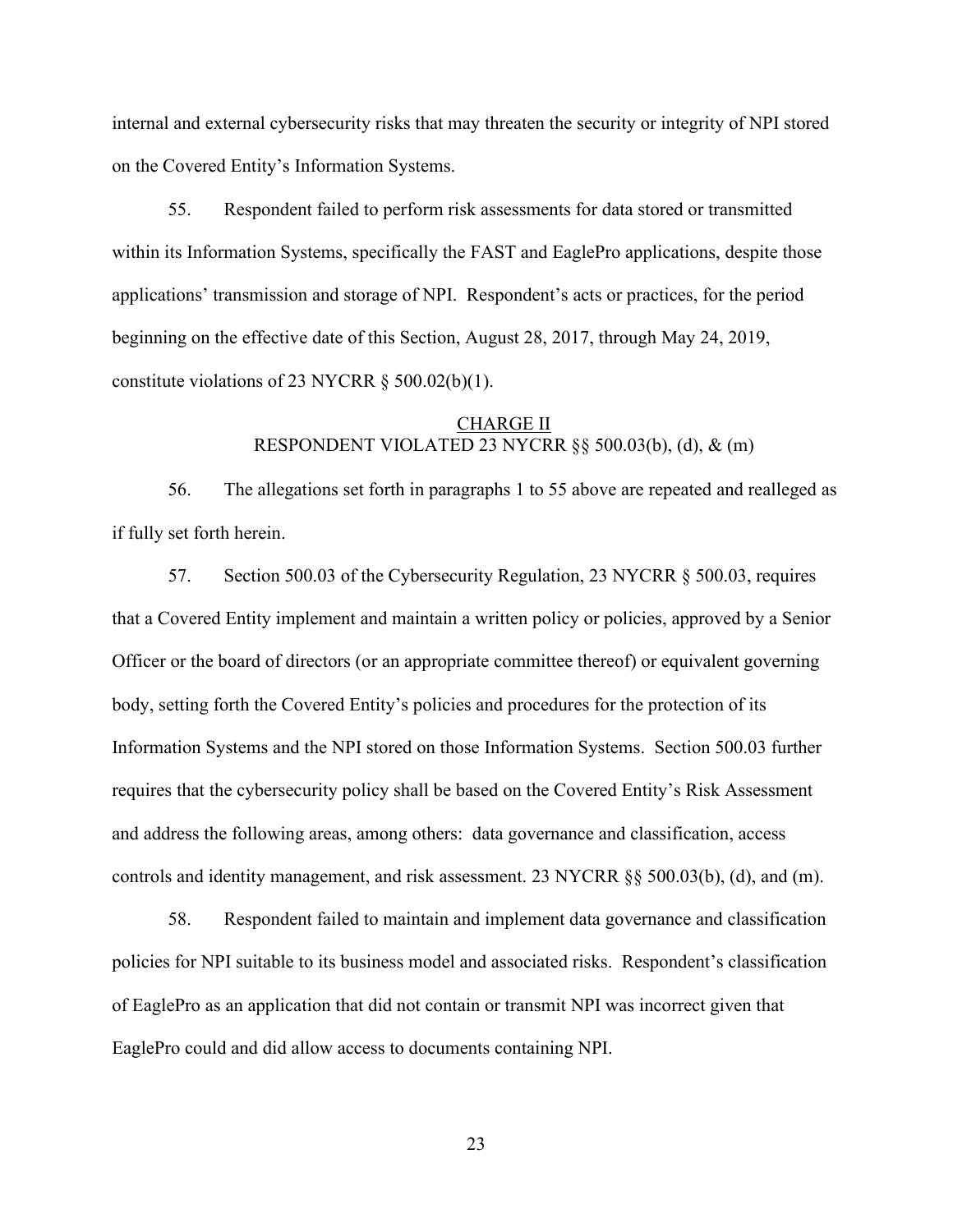internal and external cybersecurity risks that may threaten the security or integrity of NPI stored on the Covered Entity's Information Systems.

55. Respondent failed to perform risk assessments for data stored or transmitted within its Information Systems, specifically the FAST and EaglePro applications, despite those applications' transmission and storage of NPI. Respondent's acts or practices, for the period beginning on the effective date of this Section, August 28, 2017, through May 24, 2019, constitute violations of 23 NYCRR § 500.02(b)(1).

<u>CHARGE II</u>
RESPONDENT VIOLATED 23 NYCRR §§ 500.03(b), (d), & (m)

56. The allegations set forth in paragraphs 1 to 55 above are repeated and realleged as if fully set forth herein.

57. Section 500.03 of the Cybersecurity Regulation, 23 NYCRR § 500.03, requires that a Covered Entity implement and maintain a written policy or policies, approved by a Senior Officer or the board of directors (or an appropriate committee thereof) or equivalent governing body, setting forth the Covered Entity's policies and procedures for the protection of its Information Systems and the NPI stored on those Information Systems. Section 500.03 further requires that the cybersecurity policy shall be based on the Covered Entity's Risk Assessment and address the following areas, among others: data governance and classification, access controls and identity management, and risk assessment. 23 NYCRR §§ 500.03(b), (d), and (m).

58. Respondent failed to maintain and implement data governance and classification policies for NPI suitable to its business model and associated risks. Respondent's classification of EaglePro as an application that did not contain or transmit NPI was incorrect given that EaglePro could and did allow access to documents containing NPI.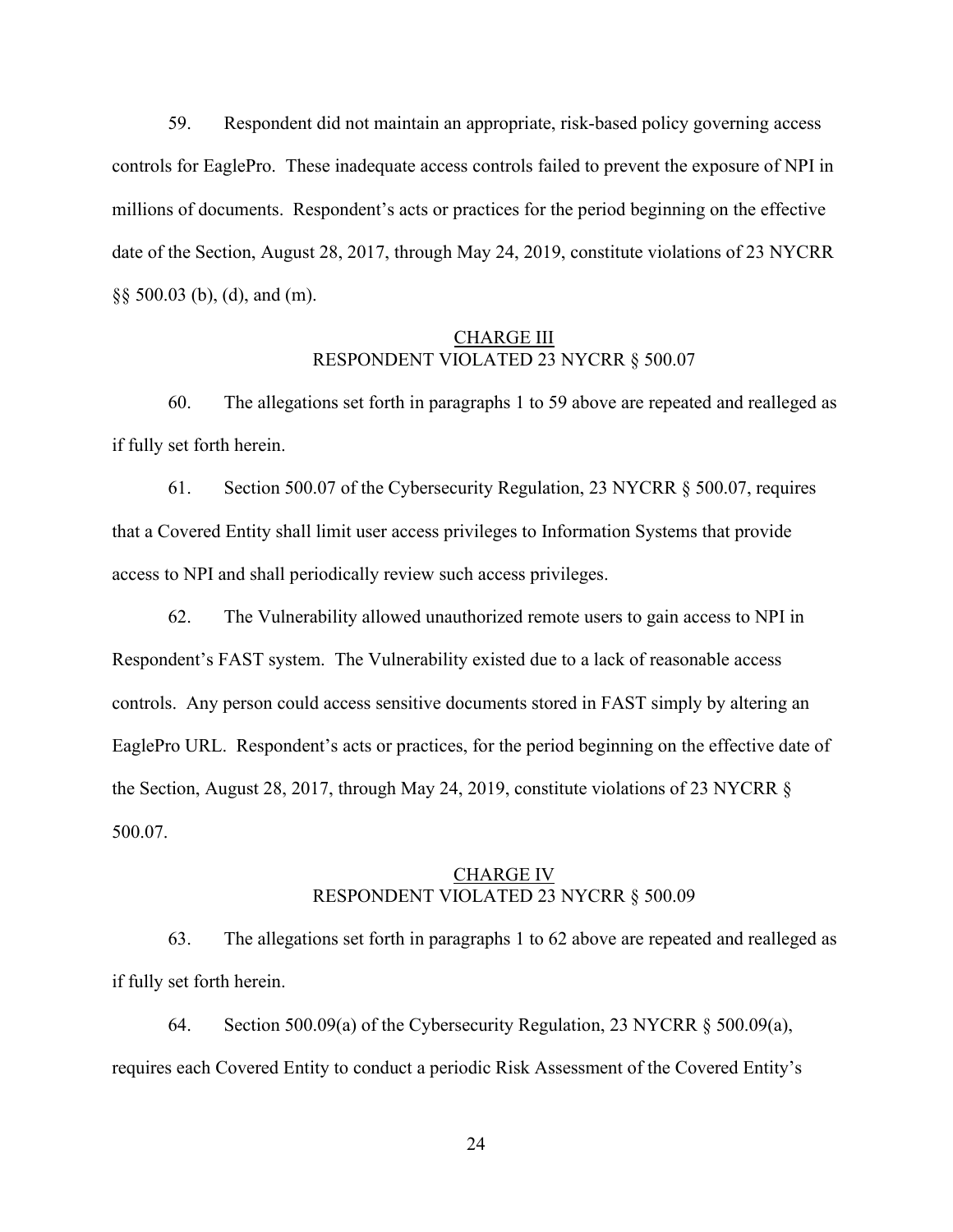59. Respondent did not maintain an appropriate, risk-based policy governing access controls for EaglePro. These inadequate access controls failed to prevent the exposure of NPI in millions of documents. Respondent's acts or practices for the period beginning on the effective date of the Section, August 28, 2017, through May 24, 2019, constitute violations of 23 NYCRR §§ 500.03 (b), (d), and (m).

## CHARGE III
## RESPONDENT VIOLATED 23 NYCRR § 500.07

60. The allegations set forth in paragraphs 1 to 59 above are repeated and realleged as if fully set forth herein.

61. Section 500.07 of the Cybersecurity Regulation, 23 NYCRR § 500.07, requires that a Covered Entity shall limit user access privileges to Information Systems that provide access to NPI and shall periodically review such access privileges.

62. The Vulnerability allowed unauthorized remote users to gain access to NPI in Respondent's FAST system. The Vulnerability existed due to a lack of reasonable access controls. Any person could access sensitive documents stored in FAST simply by altering an EaglePro URL. Respondent's acts or practices, for the period beginning on the effective date of the Section, August 28, 2017, through May 24, 2019, constitute violations of 23 NYCRR § 500.07.

## CHARGE IV
## RESPONDENT VIOLATED 23 NYCRR § 500.09

63. The allegations set forth in paragraphs 1 to 62 above are repeated and realleged as if fully set forth herein.

64. Section 500.09(a) of the Cybersecurity Regulation, 23 NYCRR § 500.09(a), requires each Covered Entity to conduct a periodic Risk Assessment of the Covered Entity's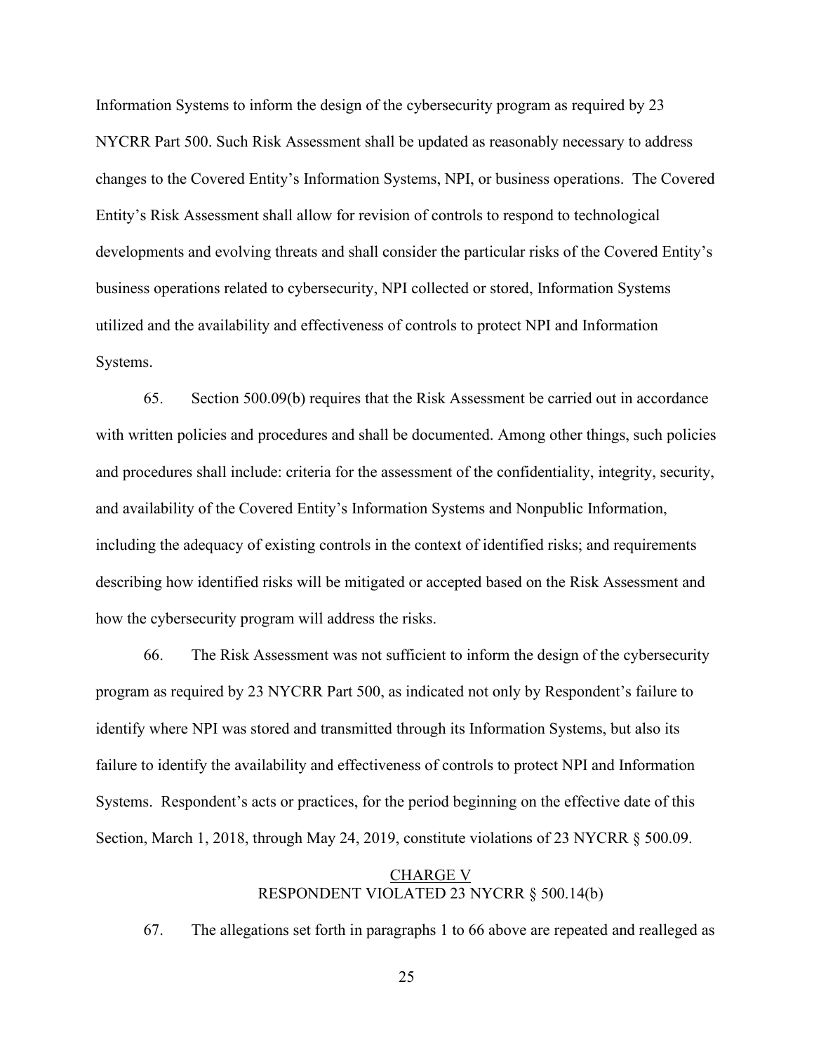Information Systems to inform the design of the cybersecurity program as required by 23 NYCRR Part 500. Such Risk Assessment shall be updated as reasonably necessary to address changes to the Covered Entity's Information Systems, NPI, or business operations. The Covered Entity's Risk Assessment shall allow for revision of controls to respond to technological developments and evolving threats and shall consider the particular risks of the Covered Entity's business operations related to cybersecurity, NPI collected or stored, Information Systems utilized and the availability and effectiveness of controls to protect NPI and Information Systems.

65. Section 500.09(b) requires that the Risk Assessment be carried out in accordance with written policies and procedures and shall be documented. Among other things, such policies and procedures shall include: criteria for the assessment of the confidentiality, integrity, security, and availability of the Covered Entity's Information Systems and Nonpublic Information, including the adequacy of existing controls in the context of identified risks; and requirements describing how identified risks will be mitigated or accepted based on the Risk Assessment and how the cybersecurity program will address the risks.

66. The Risk Assessment was not sufficient to inform the design of the cybersecurity program as required by 23 NYCRR Part 500, as indicated not only by Respondent's failure to identify where NPI was stored and transmitted through its Information Systems, but also its failure to identify the availability and effectiveness of controls to protect NPI and Information Systems. Respondent's acts or practices, for the period beginning on the effective date of this Section, March 1, 2018, through May 24, 2019, constitute violations of 23 NYCRR § 500.09.

## CHARGE V
## RESPONDENT VIOLATED 23 NYCRR § 500.14(b)

67. The allegations set forth in paragraphs 1 to 66 above are repeated and realleged as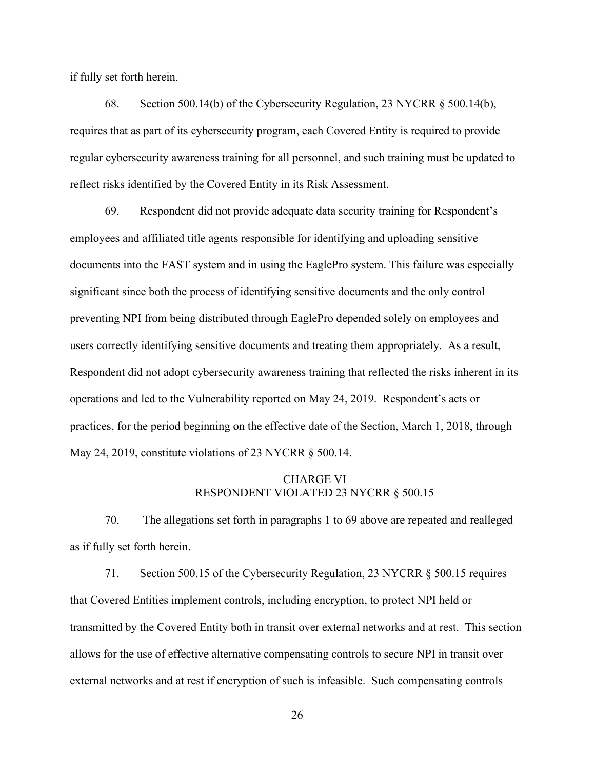if fully set forth herein.

68. Section 500.14(b) of the Cybersecurity Regulation, 23 NYCRR § 500.14(b), requires that as part of its cybersecurity program, each Covered Entity is required to provide regular cybersecurity awareness training for all personnel, and such training must be updated to reflect risks identified by the Covered Entity in its Risk Assessment.

69. Respondent did not provide adequate data security training for Respondent's employees and affiliated title agents responsible for identifying and uploading sensitive documents into the FAST system and in using the EaglePro system. This failure was especially significant since both the process of identifying sensitive documents and the only control preventing NPI from being distributed through EaglePro depended solely on employees and users correctly identifying sensitive documents and treating them appropriately. As a result, Respondent did not adopt cybersecurity awareness training that reflected the risks inherent in its operations and led to the Vulnerability reported on May 24, 2019. Respondent's acts or practices, for the period beginning on the effective date of the Section, March 1, 2018, through May 24, 2019, constitute violations of 23 NYCRR § 500.14.

## CHARGE VI
## RESPONDENT VIOLATED 23 NYCRR § 500.15

70. The allegations set forth in paragraphs 1 to 69 above are repeated and realleged as if fully set forth herein.

71. Section 500.15 of the Cybersecurity Regulation, 23 NYCRR § 500.15 requires that Covered Entities implement controls, including encryption, to protect NPI held or transmitted by the Covered Entity both in transit over external networks and at rest. This section allows for the use of effective alternative compensating controls to secure NPI in transit over external networks and at rest if encryption of such is infeasible. Such compensating controls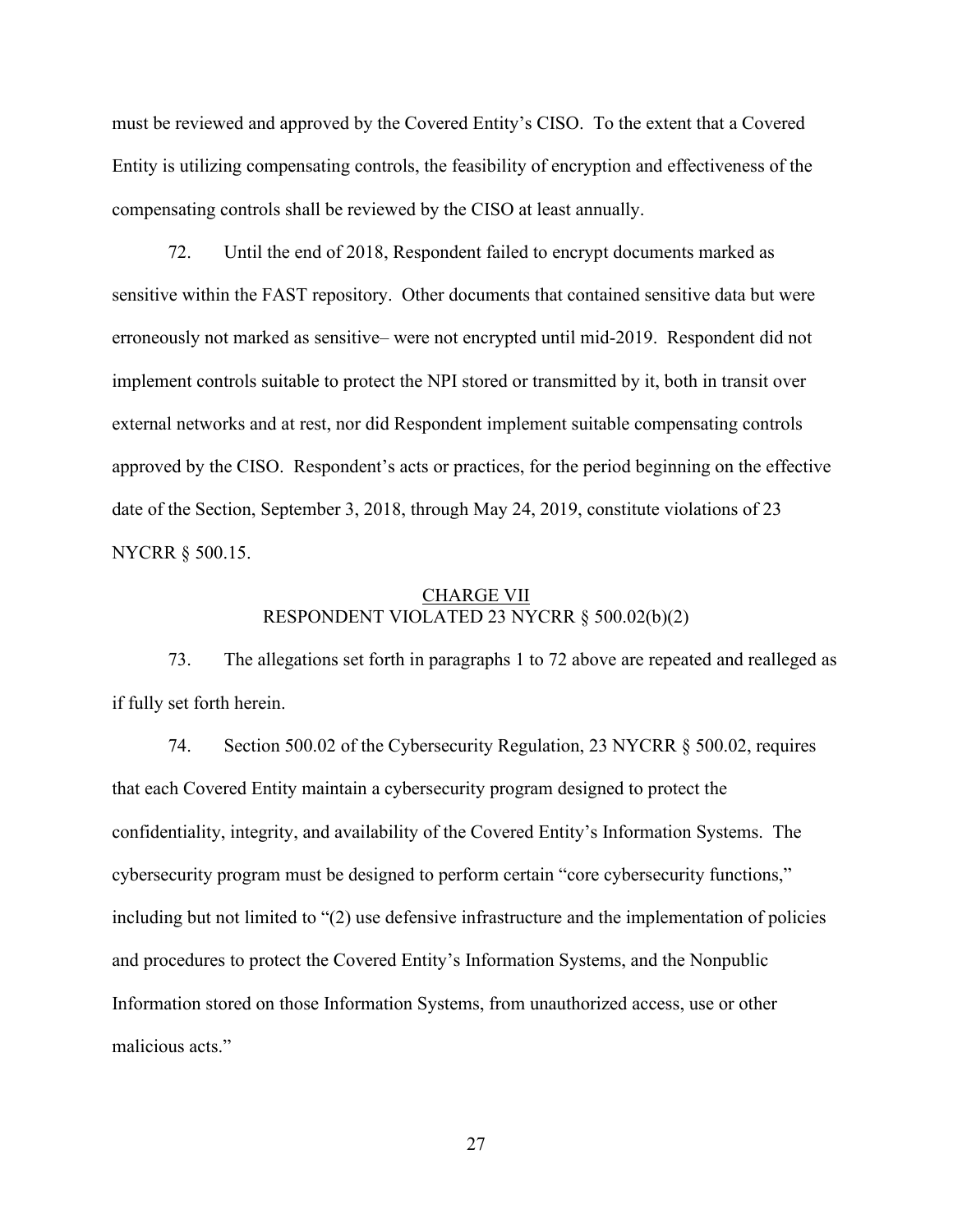must be reviewed and approved by the Covered Entity's CISO. To the extent that a Covered Entity is utilizing compensating controls, the feasibility of encryption and effectiveness of the compensating controls shall be reviewed by the CISO at least annually.

72. Until the end of 2018, Respondent failed to encrypt documents marked as sensitive within the FAST repository. Other documents that contained sensitive data but were erroneously not marked as sensitive– were not encrypted until mid-2019. Respondent did not implement controls suitable to protect the NPI stored or transmitted by it, both in transit over external networks and at rest, nor did Respondent implement suitable compensating controls approved by the CISO. Respondent's acts or practices, for the period beginning on the effective date of the Section, September 3, 2018, through May 24, 2019, constitute violations of 23 NYCRR § 500.15.

## CHARGE VII
## RESPONDENT VIOLATED 23 NYCRR § 500.02(b)(2)

73. The allegations set forth in paragraphs 1 to 72 above are repeated and realleged as if fully set forth herein.

74. Section 500.02 of the Cybersecurity Regulation, 23 NYCRR § 500.02, requires that each Covered Entity maintain a cybersecurity program designed to protect the confidentiality, integrity, and availability of the Covered Entity's Information Systems. The cybersecurity program must be designed to perform certain "core cybersecurity functions," including but not limited to "(2) use defensive infrastructure and the implementation of policies and procedures to protect the Covered Entity's Information Systems, and the Nonpublic Information stored on those Information Systems, from unauthorized access, use or other malicious acts."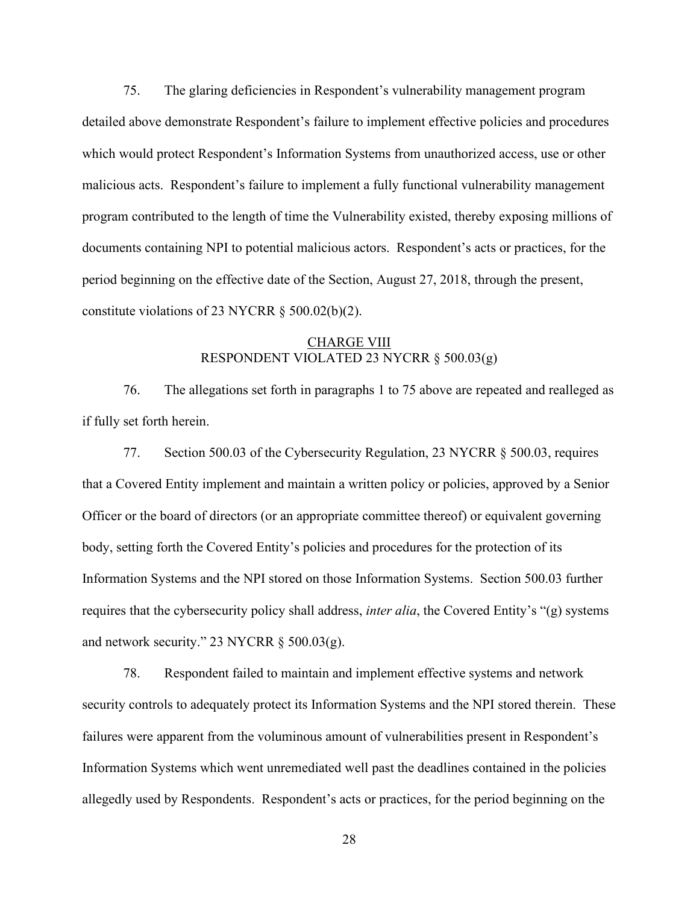75. The glaring deficiencies in Respondent's vulnerability management program detailed above demonstrate Respondent's failure to implement effective policies and procedures which would protect Respondent's Information Systems from unauthorized access, use or other malicious acts. Respondent's failure to implement a fully functional vulnerability management program contributed to the length of time the Vulnerability existed, thereby exposing millions of documents containing NPI to potential malicious actors. Respondent's acts or practices, for the period beginning on the effective date of the Section, August 27, 2018, through the present, constitute violations of 23 NYCRR § 500.02(b)(2).

## CHARGE VIII
## RESPONDENT VIOLATED 23 NYCRR § 500.03(g)

76. The allegations set forth in paragraphs 1 to 75 above are repeated and realleged as if fully set forth herein.

77. Section 500.03 of the Cybersecurity Regulation, 23 NYCRR § 500.03, requires that a Covered Entity implement and maintain a written policy or policies, approved by a Senior Officer or the board of directors (or an appropriate committee thereof) or equivalent governing body, setting forth the Covered Entity's policies and procedures for the protection of its Information Systems and the NPI stored on those Information Systems. Section 500.03 further requires that the cybersecurity policy shall address, *inter alia*, the Covered Entity's "(g) systems and network security." 23 NYCRR § 500.03(g).

78. Respondent failed to maintain and implement effective systems and network security controls to adequately protect its Information Systems and the NPI stored therein. These failures were apparent from the voluminous amount of vulnerabilities present in Respondent's Information Systems which went unremediated well past the deadlines contained in the policies allegedly used by Respondents. Respondent's acts or practices, for the period beginning on the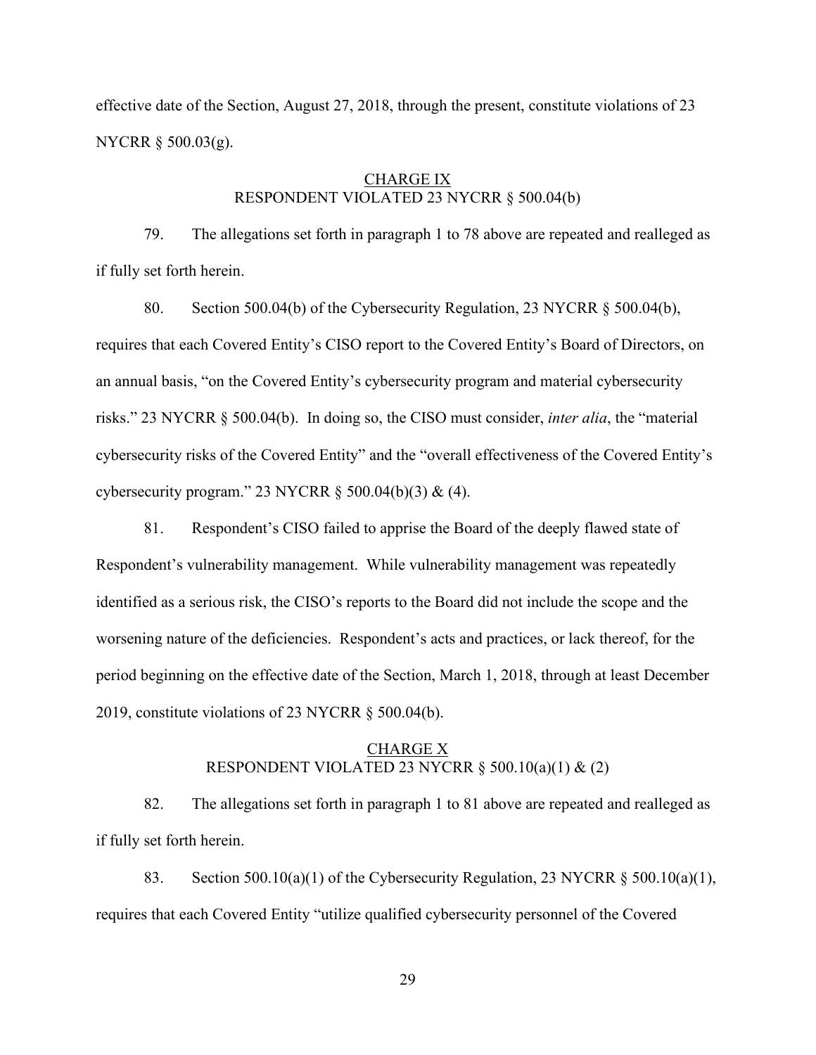effective date of the Section, August 27, 2018, through the present, constitute violations of 23 NYCRR § 500.03(g).

<u>CHARGE IX</u>
RESPONDENT VIOLATED 23 NYCRR § 500.04(b)

79. The allegations set forth in paragraph 1 to 78 above are repeated and realleged as if fully set forth herein.

80. Section 500.04(b) of the Cybersecurity Regulation, 23 NYCRR § 500.04(b), requires that each Covered Entity's CISO report to the Covered Entity's Board of Directors, on an annual basis, "on the Covered Entity's cybersecurity program and material cybersecurity risks." 23 NYCRR § 500.04(b). In doing so, the CISO must consider, *inter alia*, the "material cybersecurity risks of the Covered Entity" and the "overall effectiveness of the Covered Entity's cybersecurity program." 23 NYCRR § 500.04(b)(3) & (4).

81. Respondent's CISO failed to apprise the Board of the deeply flawed state of Respondent's vulnerability management. While vulnerability management was repeatedly identified as a serious risk, the CISO's reports to the Board did not include the scope and the worsening nature of the deficiencies. Respondent's acts and practices, or lack thereof, for the period beginning on the effective date of the Section, March 1, 2018, through at least December 2019, constitute violations of 23 NYCRR § 500.04(b).

<u>CHARGE X</u>
RESPONDENT VIOLATED 23 NYCRR § 500.10(a)(1) & (2)

82. The allegations set forth in paragraph 1 to 81 above are repeated and realleged as if fully set forth herein.

83. Section 500.10(a)(1) of the Cybersecurity Regulation, 23 NYCRR § 500.10(a)(1), requires that each Covered Entity "utilize qualified cybersecurity personnel of the Covered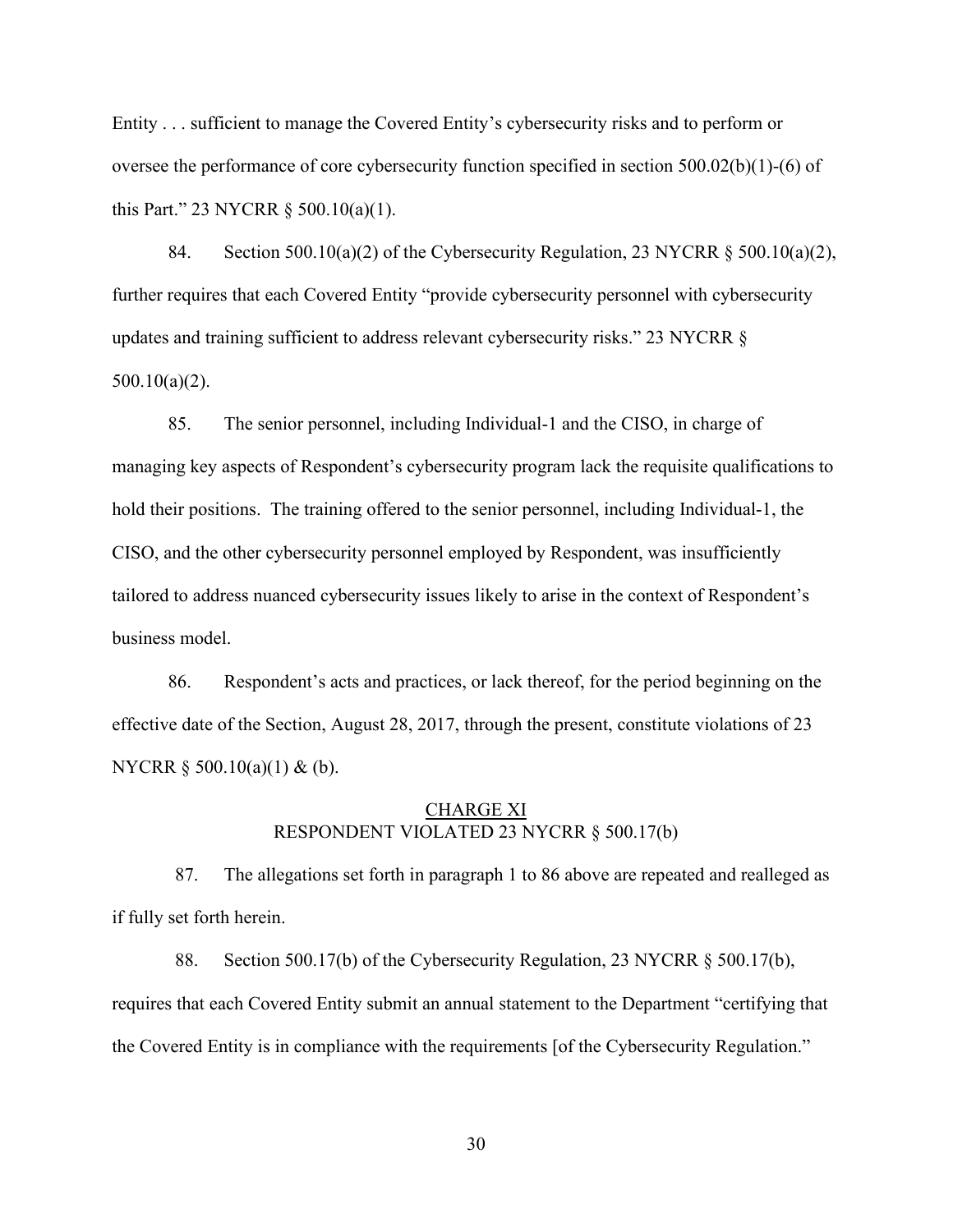Entity . . . sufficient to manage the Covered Entity's cybersecurity risks and to perform or oversee the performance of core cybersecurity function specified in section 500.02(b)(1)-(6) of this Part." 23 NYCRR § 500.10(a)(1).

84. Section 500.10(a)(2) of the Cybersecurity Regulation, 23 NYCRR § 500.10(a)(2), further requires that each Covered Entity "provide cybersecurity personnel with cybersecurity updates and training sufficient to address relevant cybersecurity risks." 23 NYCRR § 500.10(a)(2).

85. The senior personnel, including Individual-1 and the CISO, in charge of managing key aspects of Respondent's cybersecurity program lack the requisite qualifications to hold their positions. The training offered to the senior personnel, including Individual-1, the CISO, and the other cybersecurity personnel employed by Respondent, was insufficiently tailored to address nuanced cybersecurity issues likely to arise in the context of Respondent's business model.

86. Respondent's acts and practices, or lack thereof, for the period beginning on the effective date of the Section, August 28, 2017, through the present, constitute violations of 23 NYCRR § 500.10(a)(1) & (b).

## CHARGE XI
## RESPONDENT VIOLATED 23 NYCRR § 500.17(b)

87. The allegations set forth in paragraph 1 to 86 above are repeated and realleged as if fully set forth herein.

88. Section 500.17(b) of the Cybersecurity Regulation, 23 NYCRR § 500.17(b), requires that each Covered Entity submit an annual statement to the Department "certifying that the Covered Entity is in compliance with the requirements [of the Cybersecurity Regulation."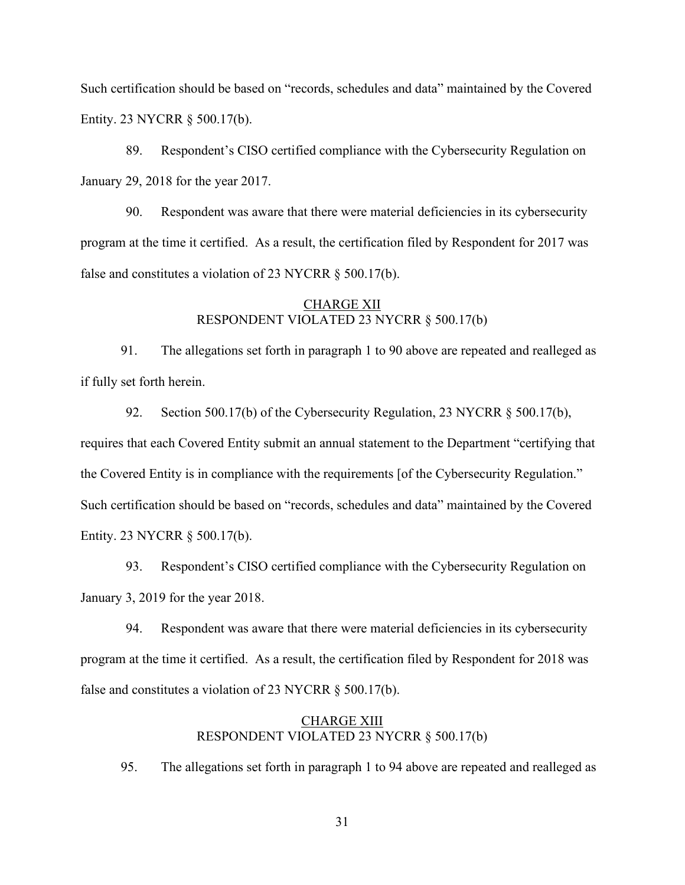Such certification should be based on "records, schedules and data" maintained by the Covered Entity. 23 NYCRR § 500.17(b).

89. Respondent's CISO certified compliance with the Cybersecurity Regulation on January 29, 2018 for the year 2017.

90. Respondent was aware that there were material deficiencies in its cybersecurity program at the time it certified. As a result, the certification filed by Respondent for 2017 was false and constitutes a violation of 23 NYCRR § 500.17(b).

<u>CHARGE XII</u>
RESPONDENT VIOLATED 23 NYCRR § 500.17(b)

91. The allegations set forth in paragraph 1 to 90 above are repeated and realleged as if fully set forth herein.

92. Section 500.17(b) of the Cybersecurity Regulation, 23 NYCRR § 500.17(b), requires that each Covered Entity submit an annual statement to the Department "certifying that the Covered Entity is in compliance with the requirements [of the Cybersecurity Regulation." Such certification should be based on "records, schedules and data" maintained by the Covered Entity. 23 NYCRR § 500.17(b).

93. Respondent's CISO certified compliance with the Cybersecurity Regulation on January 3, 2019 for the year 2018.

94. Respondent was aware that there were material deficiencies in its cybersecurity program at the time it certified. As a result, the certification filed by Respondent for 2018 was false and constitutes a violation of 23 NYCRR § 500.17(b).

<u>CHARGE XIII</u>
RESPONDENT VIOLATED 23 NYCRR § 500.17(b)

95. The allegations set forth in paragraph 1 to 94 above are repeated and realleged as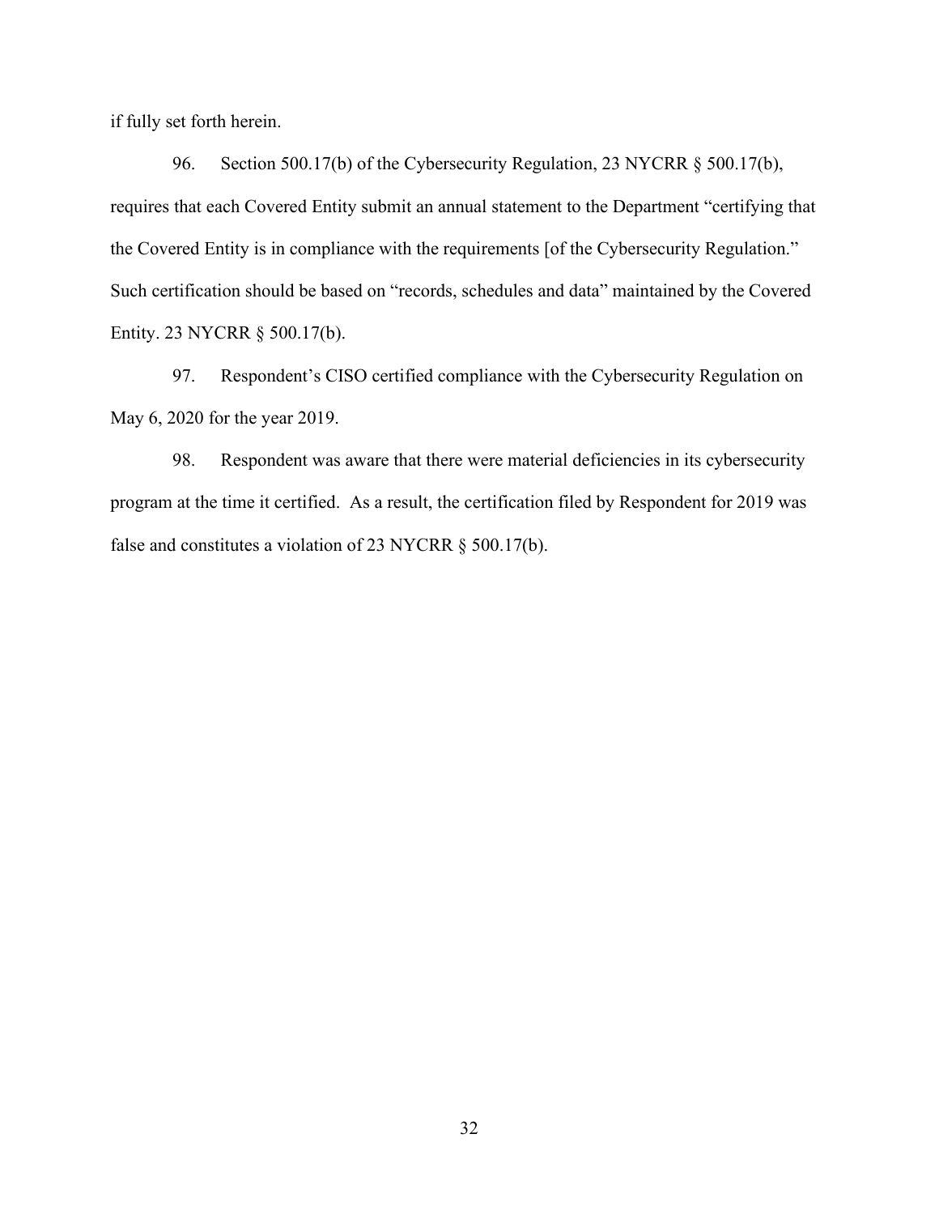if fully set forth herein.

96. Section 500.17(b) of the Cybersecurity Regulation, 23 NYCRR § 500.17(b), requires that each Covered Entity submit an annual statement to the Department "certifying that the Covered Entity is in compliance with the requirements [of the Cybersecurity Regulation." Such certification should be based on "records, schedules and data" maintained by the Covered Entity. 23 NYCRR § 500.17(b).

97. Respondent's CISO certified compliance with the Cybersecurity Regulation on May 6, 2020 for the year 2019.

98. Respondent was aware that there were material deficiencies in its cybersecurity program at the time it certified. As a result, the certification filed by Respondent for 2019 was false and constitutes a violation of 23 NYCRR § 500.17(b).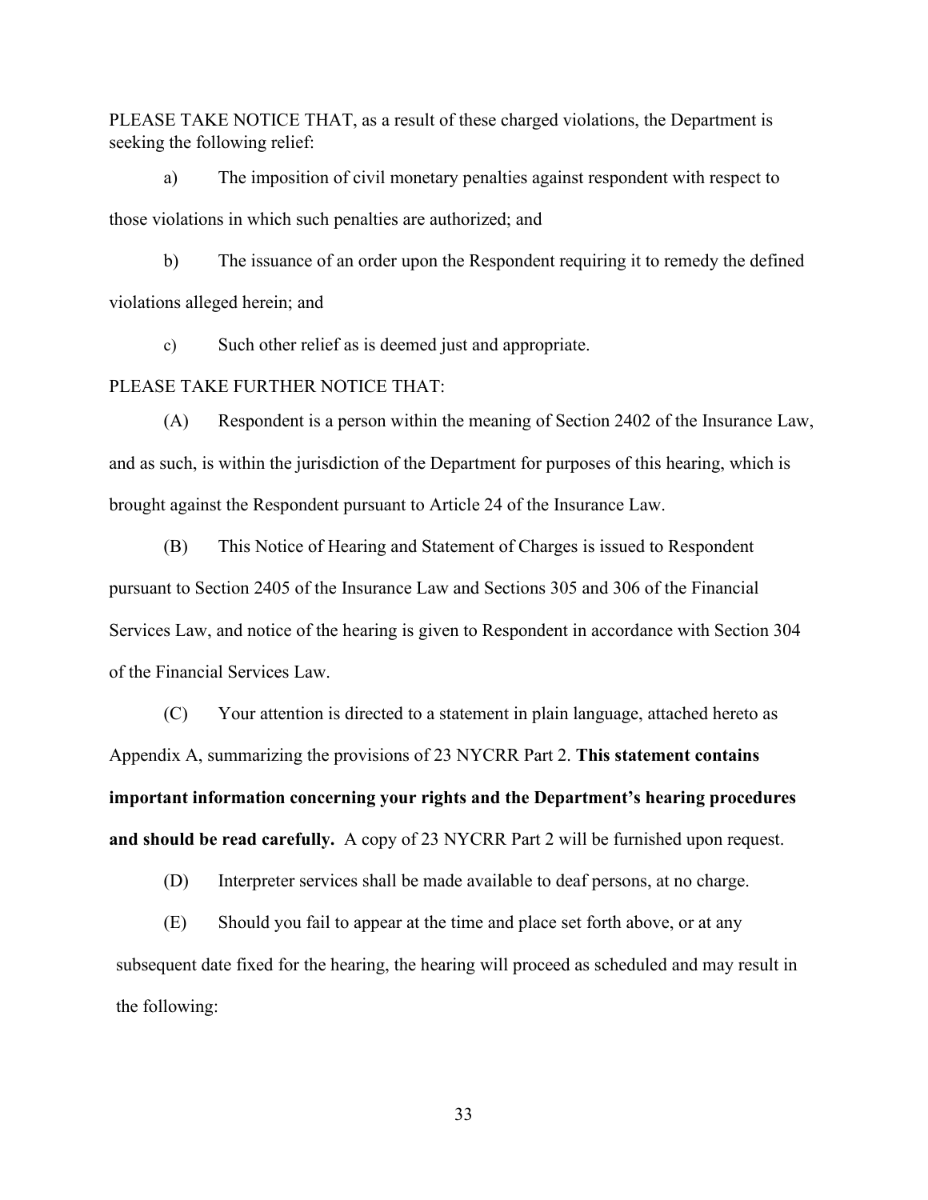PLEASE TAKE NOTICE THAT, as a result of these charged violations, the Department is seeking the following relief:

a) The imposition of civil monetary penalties against respondent with respect to those violations in which such penalties are authorized; and

b) The issuance of an order upon the Respondent requiring it to remedy the defined violations alleged herein; and

c) Such other relief as is deemed just and appropriate.

PLEASE TAKE FURTHER NOTICE THAT:

(A) Respondent is a person within the meaning of Section 2402 of the Insurance Law, and as such, is within the jurisdiction of the Department for purposes of this hearing, which is brought against the Respondent pursuant to Article 24 of the Insurance Law.

(B) This Notice of Hearing and Statement of Charges is issued to Respondent pursuant to Section 2405 of the Insurance Law and Sections 305 and 306 of the Financial Services Law, and notice of the hearing is given to Respondent in accordance with Section 304 of the Financial Services Law.

(C) Your attention is directed to a statement in plain language, attached hereto as Appendix A, summarizing the provisions of 23 NYCRR Part 2. **This statement contains important information concerning your rights and the Department's hearing procedures and should be read carefully.** A copy of 23 NYCRR Part 2 will be furnished upon request.

(D) Interpreter services shall be made available to deaf persons, at no charge.

(E) Should you fail to appear at the time and place set forth above, or at any subsequent date fixed for the hearing, the hearing will proceed as scheduled and may result in the following: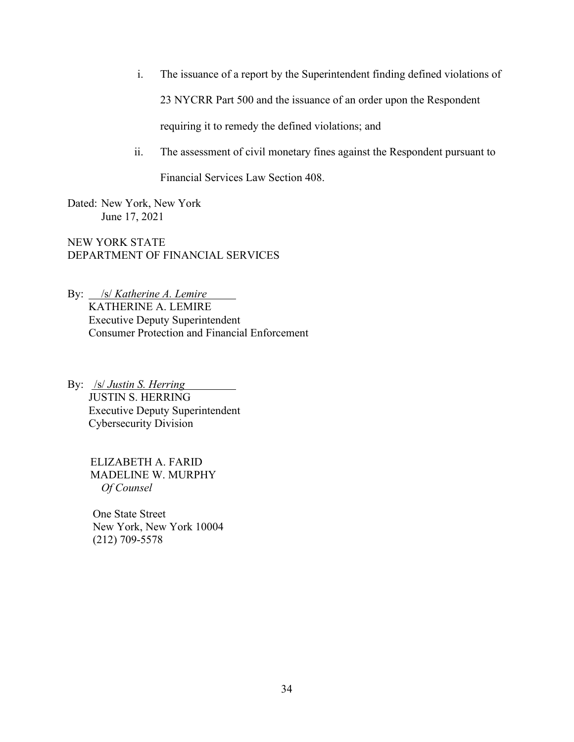i. The issuance of a report by the Superintendent finding defined violations of 23 NYCRR Part 500 and the issuance of an order upon the Respondent requiring it to remedy the defined violations; and

ii. The assessment of civil monetary fines against the Respondent pursuant to Financial Services Law Section 408.

Dated: New York, New York
June 17, 2021

NEW YORK STATE
DEPARTMENT OF FINANCIAL SERVICES

By: /s/ *Katherine A. Lemire*
KATHERINE A. LEMIRE
Executive Deputy Superintendent
Consumer Protection and Financial Enforcement

By: /s/ *Justin S. Herring*
JUSTIN S. HERRING
Executive Deputy Superintendent
Cybersecurity Division

ELIZABETH A. FARID
MADELINE W. MURPHY
*Of Counsel*

One State Street
New York, New York 10004
(212) 709-5578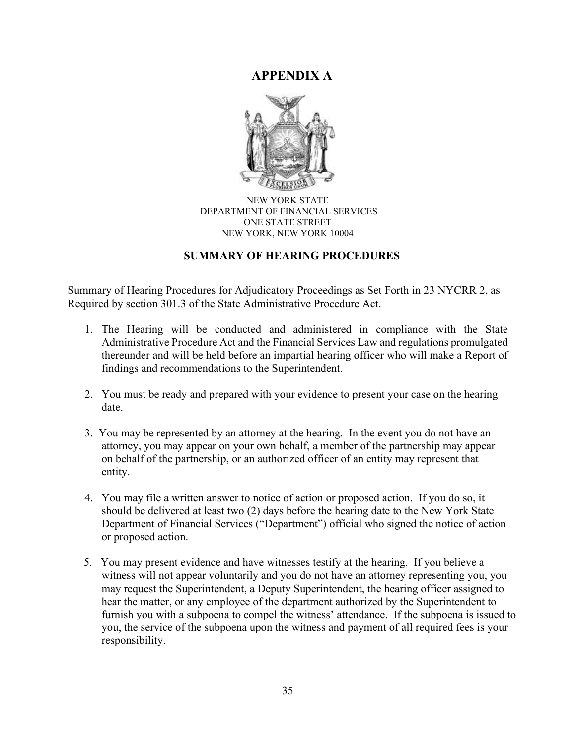# APPENDIX A

NEW YORK STATE
DEPARTMENT OF FINANCIAL SERVICES
ONE STATE STREET
NEW YORK, NEW YORK 10004

## SUMMARY OF HEARING PROCEDURES

Summary of Hearing Procedures for Adjudicatory Proceedings as Set Forth in 23 NYCRR 2, as Required by section 301.3 of the State Administrative Procedure Act.

1. The Hearing will be conducted and administered in compliance with the State Administrative Procedure Act and the Financial Services Law and regulations promulgated thereunder and will be held before an impartial hearing officer who will make a Report of findings and recommendations to the Superintendent.

2. You must be ready and prepared with your evidence to present your case on the hearing date.

3. You may be represented by an attorney at the hearing. In the event you do not have an attorney, you may appear on your own behalf, a member of the partnership may appear on behalf of the partnership, or an authorized officer of an entity may represent that entity.

4. You may file a written answer to notice of action or proposed action. If you do so, it should be delivered at least two (2) days before the hearing date to the New York State Department of Financial Services ("Department") official who signed the notice of action or proposed action.

5. You may present evidence and have witnesses testify at the hearing. If you believe a witness will not appear voluntarily and you do not have an attorney representing you, you may request the Superintendent, a Deputy Superintendent, the hearing officer assigned to hear the matter, or any employee of the department authorized by the Superintendent to furnish you with a subpoena to compel the witness' attendance. If the subpoena is issued to you, the service of the subpoena upon the witness and payment of all required fees is your responsibility.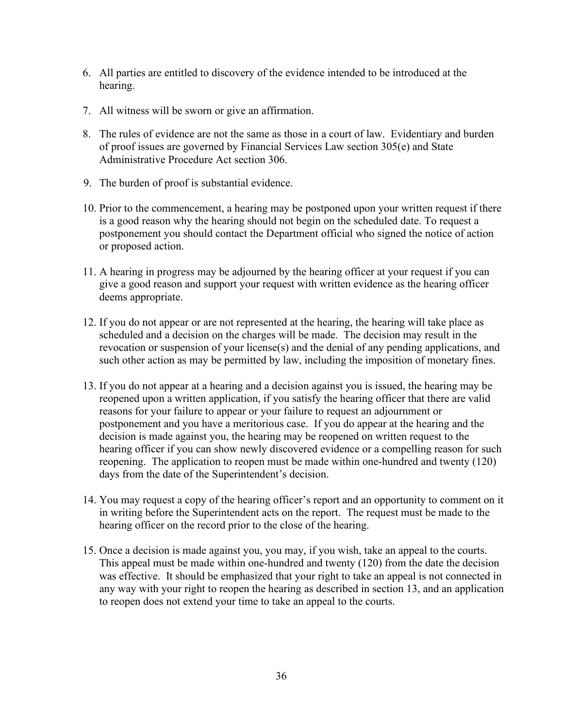6. All parties are entitled to discovery of the evidence intended to be introduced at the hearing.

7. All witness will be sworn or give an affirmation.

8. The rules of evidence are not the same as those in a court of law. Evidentiary and burden of proof issues are governed by Financial Services Law section 305(e) and State Administrative Procedure Act section 306.

9. The burden of proof is substantial evidence.

10. Prior to the commencement, a hearing may be postponed upon your written request if there is a good reason why the hearing should not begin on the scheduled date. To request a postponement you should contact the Department official who signed the notice of action or proposed action.

11. A hearing in progress may be adjourned by the hearing officer at your request if you can give a good reason and support your request with written evidence as the hearing officer deems appropriate.

12. If you do not appear or are not represented at the hearing, the hearing will take place as scheduled and a decision on the charges will be made. The decision may result in the revocation or suspension of your license(s) and the denial of any pending applications, and such other action as may be permitted by law, including the imposition of monetary fines.

13. If you do not appear at a hearing and a decision against you is issued, the hearing may be reopened upon a written application, if you satisfy the hearing officer that there are valid reasons for your failure to appear or your failure to request an adjournment or postponement and you have a meritorious case. If you do appear at the hearing and the decision is made against you, the hearing may be reopened on written request to the hearing officer if you can show newly discovered evidence or a compelling reason for such reopening. The application to reopen must be made within one-hundred and twenty (120) days from the date of the Superintendent's decision.

14. You may request a copy of the hearing officer's report and an opportunity to comment on it in writing before the Superintendent acts on the report. The request must be made to the hearing officer on the record prior to the close of the hearing.

15. Once a decision is made against you, you may, if you wish, take an appeal to the courts. This appeal must be made within one-hundred and twenty (120) from the date the decision was effective. It should be emphasized that your right to take an appeal is not connected in any way with your right to reopen the hearing as described in section 13, and an application to reopen does not extend your time to take an appeal to the courts.